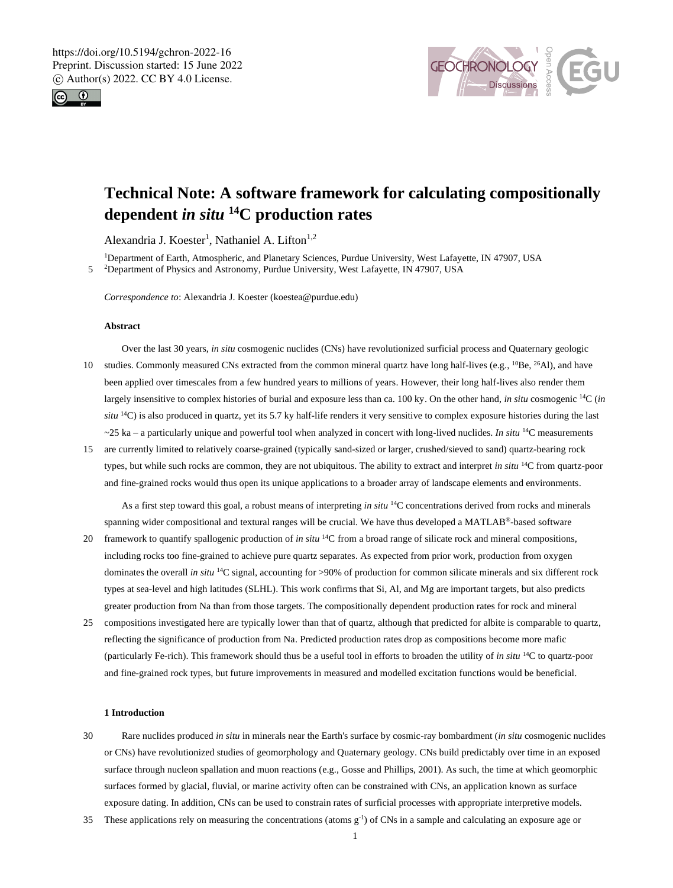# Technical Note: A software framework for calculating compositionally dependent *in situ* $^{14}C$ production rates

Alexandria J. Koester[1], Nathaniel A. Lifton[1,2]

[1]Department of Earth, Atmospheric, and Planetary Sciences, Purdue University, West Lafayette, IN 47907, USA
[2]Department of Physics and Astronomy, Purdue University, West Lafayette, IN 47907, USA

*Correspondence to*: Alexandria J. Koester (koestea@purdue.edu)

**Abstract**

Over the last 30 years, *in situ* cosmogenic nuclides (CNs) have revolutionized surficial process and Quaternary geologic studies. Commonly measured CNs extracted from the common mineral quartz have long half-lives (e.g., $^{10}Be$, $^{26}Al$), and have been applied over timescales from a few hundred years to millions of years. However, their long half-lives also render them largely insensitive to complex histories of burial and exposure less than ca. 100 ky. On the other hand, *in situ* cosmogenic $^{14}C$ (*in situ* $^{14}C$) is also produced in quartz, yet its 5.7 ky half-life renders it very sensitive to complex exposure histories during the last ~25 ka – a particularly unique and powerful tool when analyzed in concert with long-lived nuclides. *In situ* $^{14}C$ measurements are currently limited to relatively coarse-grained (typically sand-sized or larger, crushed/sieved to sand) quartz-bearing rock types, but while such rocks are common, they are not ubiquitous. The ability to extract and interpret *in situ* $^{14}C$ from quartz-poor and fine-grained rocks would thus open its unique applications to a broader array of landscape elements and environments.

As a first step toward this goal, a robust means of interpreting *in situ* $^{14}C$ concentrations derived from rocks and minerals spanning wider compositional and textural ranges will be crucial. We have thus developed a MATLAB®-based software framework to quantify spallogenic production of *in situ* $^{14}C$ from a broad range of silicate rock and mineral compositions, including rocks too fine-grained to achieve pure quartz separates. As expected from prior work, production from oxygen dominates the overall *in situ* $^{14}C$ signal, accounting for >90% of production for common silicate minerals and six different rock types at sea-level and high latitudes (SLHL). This work confirms that Si, Al, and Mg are important targets, but also predicts greater production from Na than from those targets. The compositionally dependent production rates for rock and mineral compositions investigated here are typically lower than that of quartz, although that predicted for albite is comparable to quartz, reflecting the significance of production from Na. Predicted production rates drop as compositions become more mafic (particularly Fe-rich). This framework should thus be a useful tool in efforts to broaden the utility of *in situ* $^{14}C$ to quartz-poor and fine-grained rock types, but future improvements in measured and modelled excitation functions would be beneficial.

## 1 Introduction

Rare nuclides produced *in situ* in minerals near the Earth's surface by cosmic-ray bombardment (*in situ* cosmogenic nuclides or CNs) have revolutionized studies of geomorphology and Quaternary geology. CNs build predictably over time in an exposed surface through nucleon spallation and muon reactions (e.g., Gosse and Phillips, 2001). As such, the time at which geomorphic surfaces formed by glacial, fluvial, or marine activity often can be constrained with CNs, an application known as surface exposure dating. In addition, CNs can be used to constrain rates of surficial processes with appropriate interpretive models. These applications rely on measuring the concentrations (atoms $g^{-1}$) of CNs in a sample and calculating an exposure age or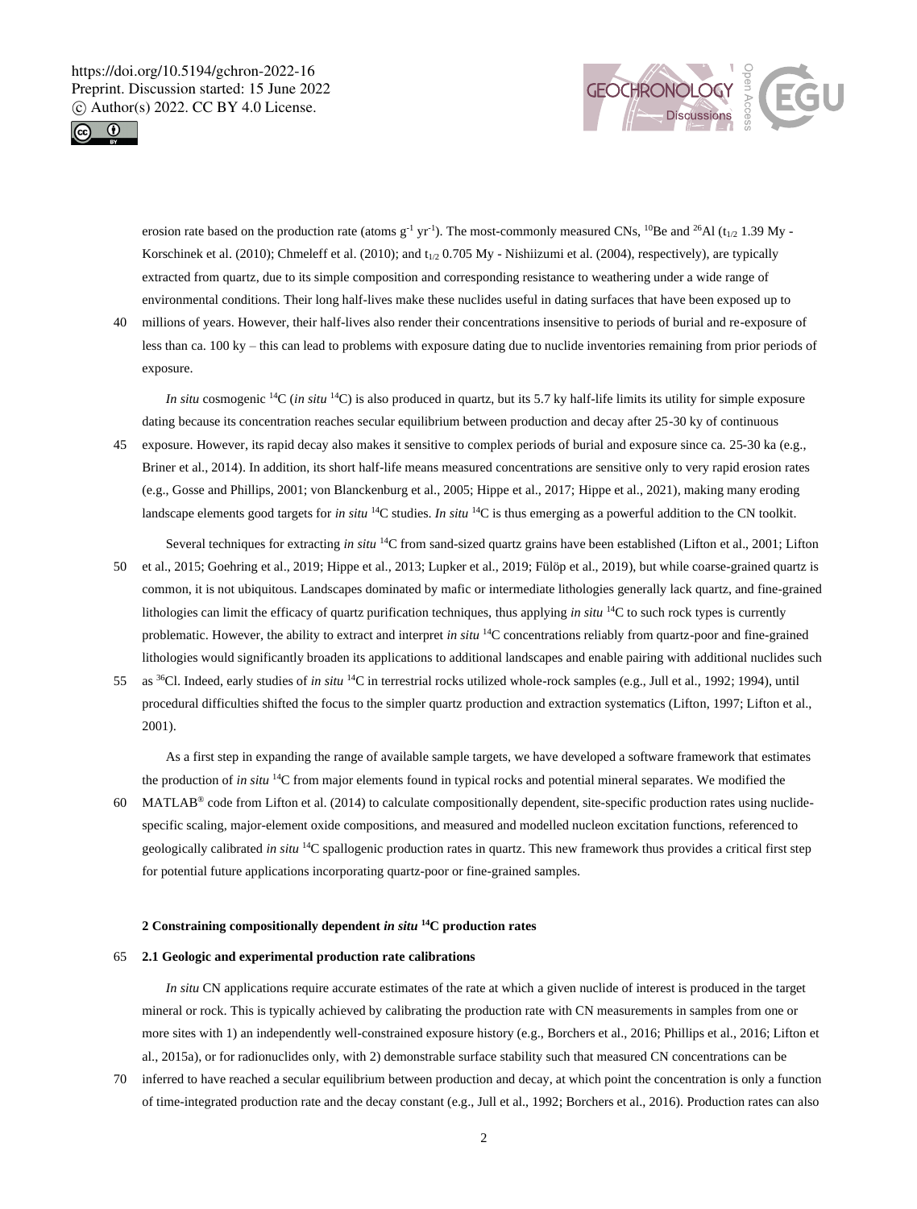erosion rate based on the production rate (atoms $g^{-1}$ $yr^{-1}$). The most-commonly measured CNs, $^{10}Be$ and $^{26}Al$ ($t_{1/2}$ 1.39 My - Korschinek et al. (2010); Chmeleff et al. (2010); and $t_{1/2}$ 0.705 My - Nishiizumi et al. (2004), respectively), are typically extracted from quartz, due to its simple composition and corresponding resistance to weathering under a wide range of environmental conditions. Their long half-lives make these nuclides useful in dating surfaces that have been exposed up to millions of years. However, their half-lives also render their concentrations insensitive to periods of burial and re-exposure of less than ca. 100 ky – this can lead to problems with exposure dating due to nuclide inventories remaining from prior periods of exposure.

*In situ* cosmogenic $^{14}C$ (*in situ* $^{14}C$) is also produced in quartz, but its 5.7 ky half-life limits its utility for simple exposure dating because its concentration reaches secular equilibrium between production and decay after 25-30 ky of continuous exposure. However, its rapid decay also makes it sensitive to complex periods of burial and exposure since ca. 25-30 ka (e.g., Briner et al., 2014). In addition, its short half-life means measured concentrations are sensitive only to very rapid erosion rates (e.g., Gosse and Phillips, 2001; von Blanckenburg et al., 2005; Hippe et al., 2017; Hippe et al., 2021), making many eroding landscape elements good targets for *in situ* $^{14}C$ studies. *In situ* $^{14}C$ is thus emerging as a powerful addition to the CN toolkit.

Several techniques for extracting *in situ* $^{14}C$ from sand-sized quartz grains have been established (Lifton et al., 2001; Lifton et al., 2015; Goehring et al., 2019; Hippe et al., 2013; Lupker et al., 2019; Fülöp et al., 2019), but while coarse-grained quartz is common, it is not ubiquitous. Landscapes dominated by mafic or intermediate lithologies generally lack quartz, and fine-grained lithologies can limit the efficacy of quartz purification techniques, thus applying *in situ* $^{14}C$ to such rock types is currently problematic. However, the ability to extract and interpret *in situ* $^{14}C$ concentrations reliably from quartz-poor and fine-grained lithologies would significantly broaden its applications to additional landscapes and enable pairing with additional nuclides such as $^{36}Cl$. Indeed, early studies of *in situ* $^{14}C$ in terrestrial rocks utilized whole-rock samples (e.g., Jull et al., 1992; 1994), until procedural difficulties shifted the focus to the simpler quartz production and extraction systematics (Lifton, 1997; Lifton et al., 2001).

As a first step in expanding the range of available sample targets, we have developed a software framework that estimates the production of *in situ* $^{14}C$ from major elements found in typical rocks and potential mineral separates. We modified the MATLAB® code from Lifton et al. (2014) to calculate compositionally dependent, site-specific production rates using nuclide-specific scaling, major-element oxide compositions, and measured and modelled nucleon excitation functions, referenced to geologically calibrated *in situ* $^{14}C$ spallogenic production rates in quartz. This new framework thus provides a critical first step for potential future applications incorporating quartz-poor or fine-grained samples.

## 2 Constraining compositionally dependent *in situ* $^{14}C$ production rates

### 2.1 Geologic and experimental production rate calibrations

*In situ* CN applications require accurate estimates of the rate at which a given nuclide of interest is produced in the target mineral or rock. This is typically achieved by calibrating the production rate with CN measurements in samples from one or more sites with 1) an independently well-constrained exposure history (e.g., Borchers et al., 2016; Phillips et al., 2016; Lifton et al., 2015a), or for radionuclides only, with 2) demonstrable surface stability such that measured CN concentrations can be inferred to have reached a secular equilibrium between production and decay, at which point the concentration is only a function of time-integrated production rate and the decay constant (e.g., Jull et al., 1992; Borchers et al., 2016). Production rates can also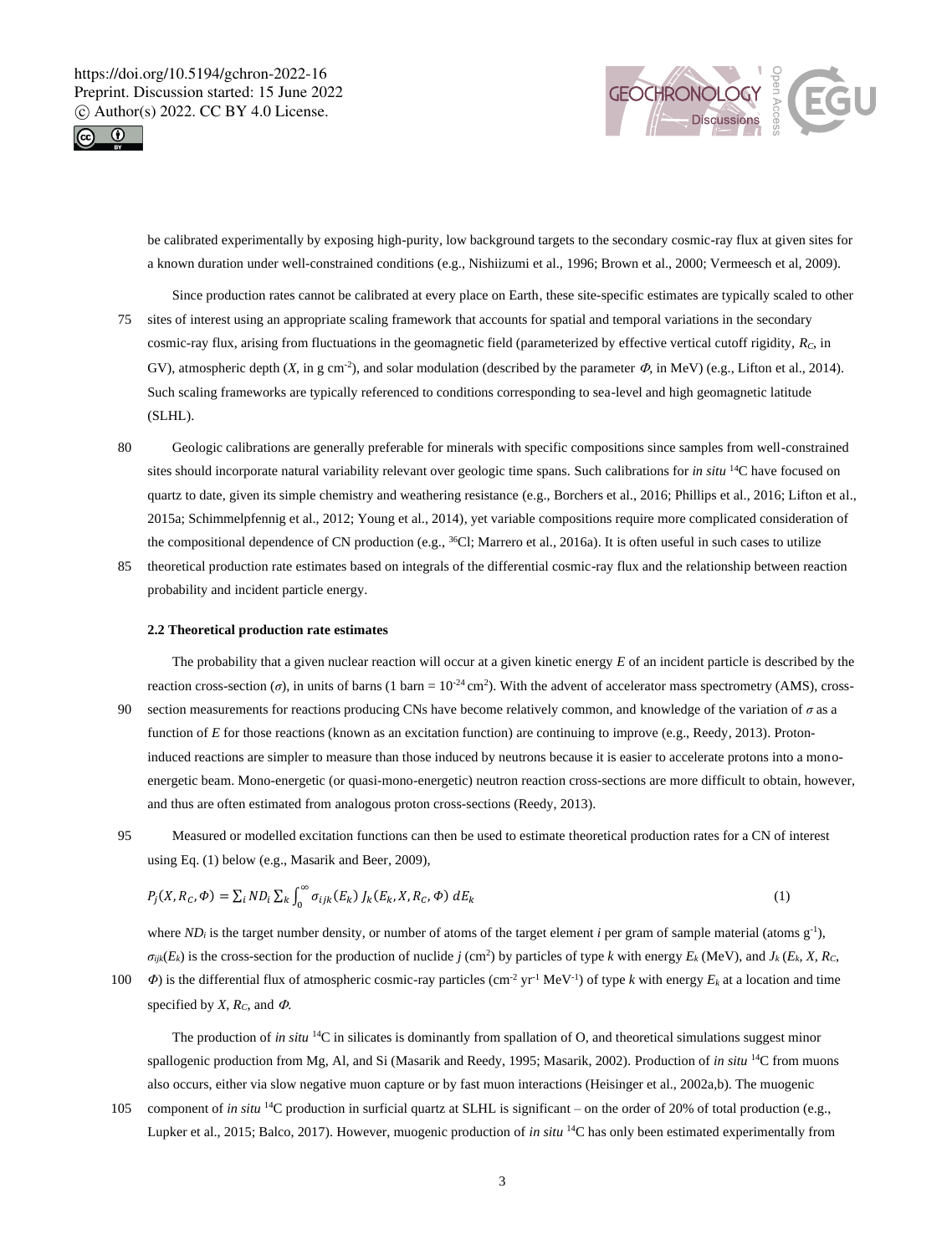be calibrated experimentally by exposing high-purity, low background targets to the secondary cosmic-ray flux at given sites for a known duration under well-constrained conditions (e.g., Nishiizumi et al., 1996; Brown et al., 2000; Vermeesch et al, 2009).

Since production rates cannot be calibrated at every place on Earth, these site-specific estimates are typically scaled to other sites of interest using an appropriate scaling framework that accounts for spatial and temporal variations in the secondary cosmic-ray flux, arising from fluctuations in the geomagnetic field (parameterized by effective vertical cutoff rigidity, $R_C$, in GV), atmospheric depth ($X$, in g cm$^{-2}$), and solar modulation (described by the parameter $\Phi$, in MeV) (e.g., Lifton et al., 2014). Such scaling frameworks are typically referenced to conditions corresponding to sea-level and high geomagnetic latitude (SLHL).

Geologic calibrations are generally preferable for minerals with specific compositions since samples from well-constrained sites should incorporate natural variability relevant over geologic time spans. Such calibrations for *in situ* $^{14}$C have focused on quartz to date, given its simple chemistry and weathering resistance (e.g., Borchers et al., 2016; Phillips et al., 2016; Lifton et al., 2015a; Schimmelpfennig et al., 2012; Young et al., 2014), yet variable compositions require more complicated consideration of the compositional dependence of CN production (e.g., $^{36}$Cl; Marrero et al., 2016a). It is often useful in such cases to utilize theoretical production rate estimates based on integrals of the differential cosmic-ray flux and the relationship between reaction probability and incident particle energy.

### 2.2 Theoretical production rate estimates

The probability that a given nuclear reaction will occur at a given kinetic energy $E$ of an incident particle is described by the reaction cross-section ($\sigma$), in units of barns (1 barn = $10^{-24}$ cm$^2$). With the advent of accelerator mass spectrometry (AMS), cross-section measurements for reactions producing CNs have become relatively common, and knowledge of the variation of $\sigma$ as a function of $E$ for those reactions (known as an excitation function) are continuing to improve (e.g., Reedy, 2013). Proton-induced reactions are simpler to measure than those induced by neutrons because it is easier to accelerate protons into a mono-energetic beam. Mono-energetic (or quasi-mono-energetic) neutron reaction cross-sections are more difficult to obtain, however, and thus are often estimated from analogous proton cross-sections (Reedy, 2013).

Measured or modelled excitation functions can then be used to estimate theoretical production rates for a CN of interest using Eq. (1) below (e.g., Masarik and Beer, 2009),

$$P_j(X, R_C, \Phi) = \sum_i ND_i \sum_k \int_0^\infty \sigma_{ijk}(E_k)\, J_k(E_k, X, R_C, \Phi)\, dE_k \qquad (1)$$

where $ND_i$ is the target number density, or number of atoms of the target element $i$ per gram of sample material (atoms g$^{-1}$), $\sigma_{ijk}(E_k)$ is the cross-section for the production of nuclide $j$ (cm$^2$) by particles of type $k$ with energy $E_k$ (MeV), and $J_k(E_k, X, R_C, \Phi)$ is the differential flux of atmospheric cosmic-ray particles (cm$^{-2}$ yr$^{-1}$ MeV$^{-1}$) of type $k$ with energy $E_k$ at a location and time specified by $X$, $R_C$, and $\Phi$.

The production of *in situ* $^{14}$C in silicates is dominantly from spallation of O, and theoretical simulations suggest minor spallogenic production from Mg, Al, and Si (Masarik and Reedy, 1995; Masarik, 2002). Production of *in situ* $^{14}$C from muons also occurs, either via slow negative muon capture or by fast muon interactions (Heisinger et al., 2002a,b). The muogenic component of *in situ* $^{14}$C production in surficial quartz at SLHL is significant – on the order of 20% of total production (e.g., Lupker et al., 2015; Balco, 2017). However, muogenic production of *in situ* $^{14}$C has only been estimated experimentally from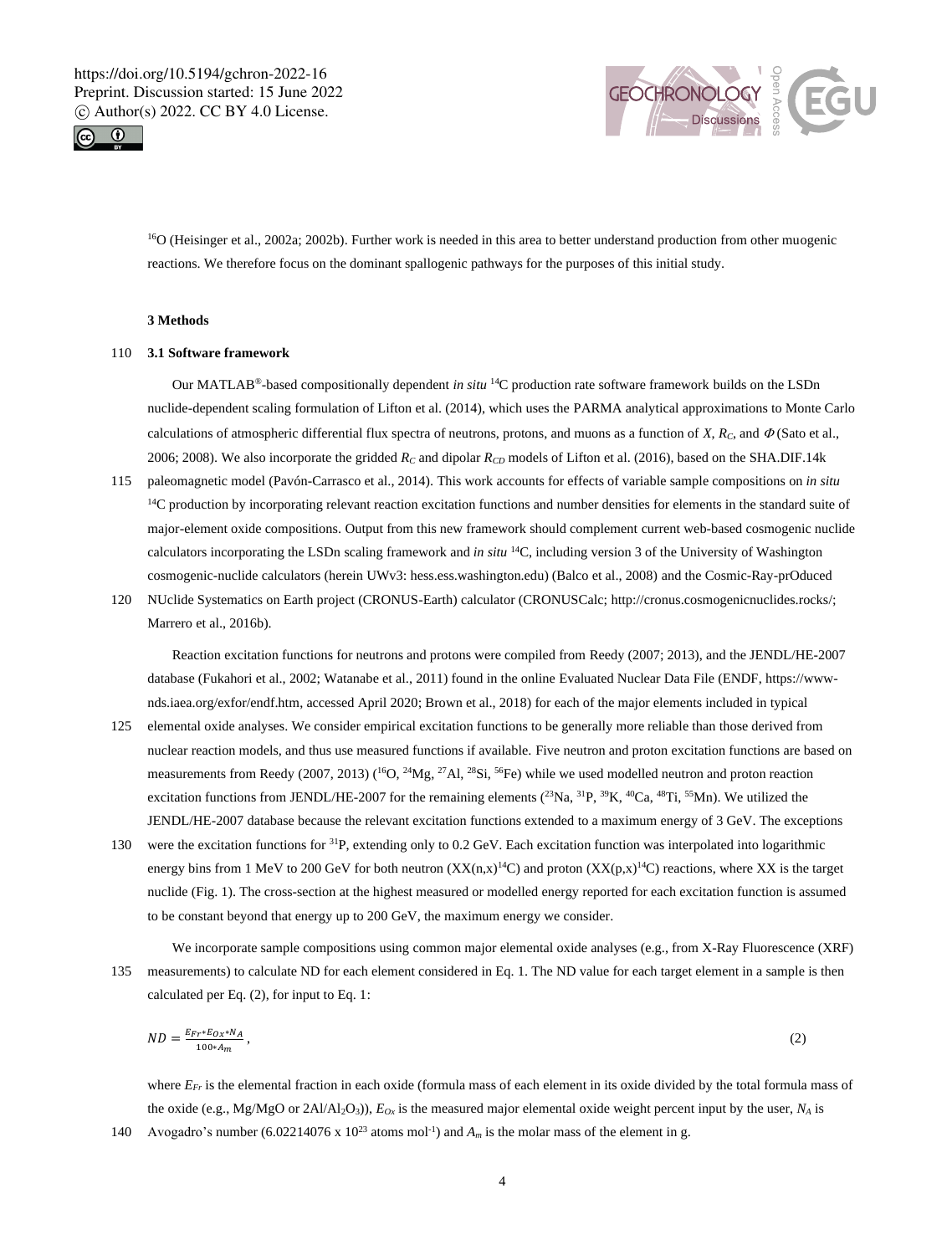$^{16}O$ (Heisinger et al., 2002a; 2002b). Further work is needed in this area to better understand production from other muogenic reactions. We therefore focus on the dominant spallogenic pathways for the purposes of this initial study.

## 3 Methods

### 3.1 Software framework

Our MATLAB®-based compositionally dependent *in situ* $^{14}C$ production rate software framework builds on the LSDn nuclide-dependent scaling formulation of Lifton et al. (2014), which uses the PARMA analytical approximations to Monte Carlo calculations of atmospheric differential flux spectra of neutrons, protons, and muons as a function of $X$, $R_C$, and $\Phi$ (Sato et al., 2006; 2008). We also incorporate the gridded $R_C$ and dipolar $R_{CD}$ models of Lifton et al. (2016), based on the SHA.DIF.14k paleomagnetic model (Pavón-Carrasco et al., 2014). This work accounts for effects of variable sample compositions on *in situ* $^{14}C$ production by incorporating relevant reaction excitation functions and number densities for elements in the standard suite of major-element oxide compositions. Output from this new framework should complement current web-based cosmogenic nuclide calculators incorporating the LSDn scaling framework and *in situ* $^{14}C$, including version 3 of the University of Washington cosmogenic-nuclide calculators (herein UWv3: hess.ess.washington.edu) (Balco et al., 2008) and the Cosmic-Ray-prOduced NUclide Systematics on Earth project (CRONUS-Earth) calculator (CRONUSCalc; http://cronus.cosmogenicnuclides.rocks/; Marrero et al., 2016b).

Reaction excitation functions for neutrons and protons were compiled from Reedy (2007; 2013), and the JENDL/HE-2007 database (Fukahori et al., 2002; Watanabe et al., 2011) found in the online Evaluated Nuclear Data File (ENDF, https://www-nds.iaea.org/exfor/endf.htm, accessed April 2020; Brown et al., 2018) for each of the major elements included in typical elemental oxide analyses. We consider empirical excitation functions to be generally more reliable than those derived from nuclear reaction models, and thus use measured functions if available. Five neutron and proton excitation functions are based on measurements from Reedy (2007, 2013) ($^{16}O$, $^{24}Mg$, $^{27}Al$, $^{28}Si$, $^{56}Fe$) while we used modelled neutron and proton reaction excitation functions from JENDL/HE-2007 for the remaining elements ($^{23}Na$, $^{31}P$, $^{39}K$, $^{40}Ca$, $^{48}Ti$, $^{55}Mn$). We utilized the JENDL/HE-2007 database because the relevant excitation functions extended to a maximum energy of 3 GeV. The exceptions were the excitation functions for $^{31}P$, extending only to 0.2 GeV. Each excitation function was interpolated into logarithmic energy bins from 1 MeV to 200 GeV for both neutron ($XX(n,x)^{14}C$) and proton ($XX(p,x)^{14}C$) reactions, where XX is the target nuclide (Fig. 1). The cross-section at the highest measured or modelled energy reported for each excitation function is assumed to be constant beyond that energy up to 200 GeV, the maximum energy we consider.

We incorporate sample compositions using common major elemental oxide analyses (e.g., from X-Ray Fluorescence (XRF) measurements) to calculate ND for each element considered in Eq. 1. The ND value for each target element in a sample is then calculated per Eq. (2), for input to Eq. 1:

$$ND = \frac{E_{Fr} * E_{Ox} * N_A}{100 * A_m}, \tag{2}$$

where $E_{Fr}$ is the elemental fraction in each oxide (formula mass of each element in its oxide divided by the total formula mass of the oxide (e.g., Mg/MgO or $2Al/Al_2O_3$)), $E_{Ox}$ is the measured major elemental oxide weight percent input by the user, $N_A$ is Avogadro's number (6.02214076 x $10^{23}$ atoms mol$^{-1}$) and $A_m$ is the molar mass of the element in g.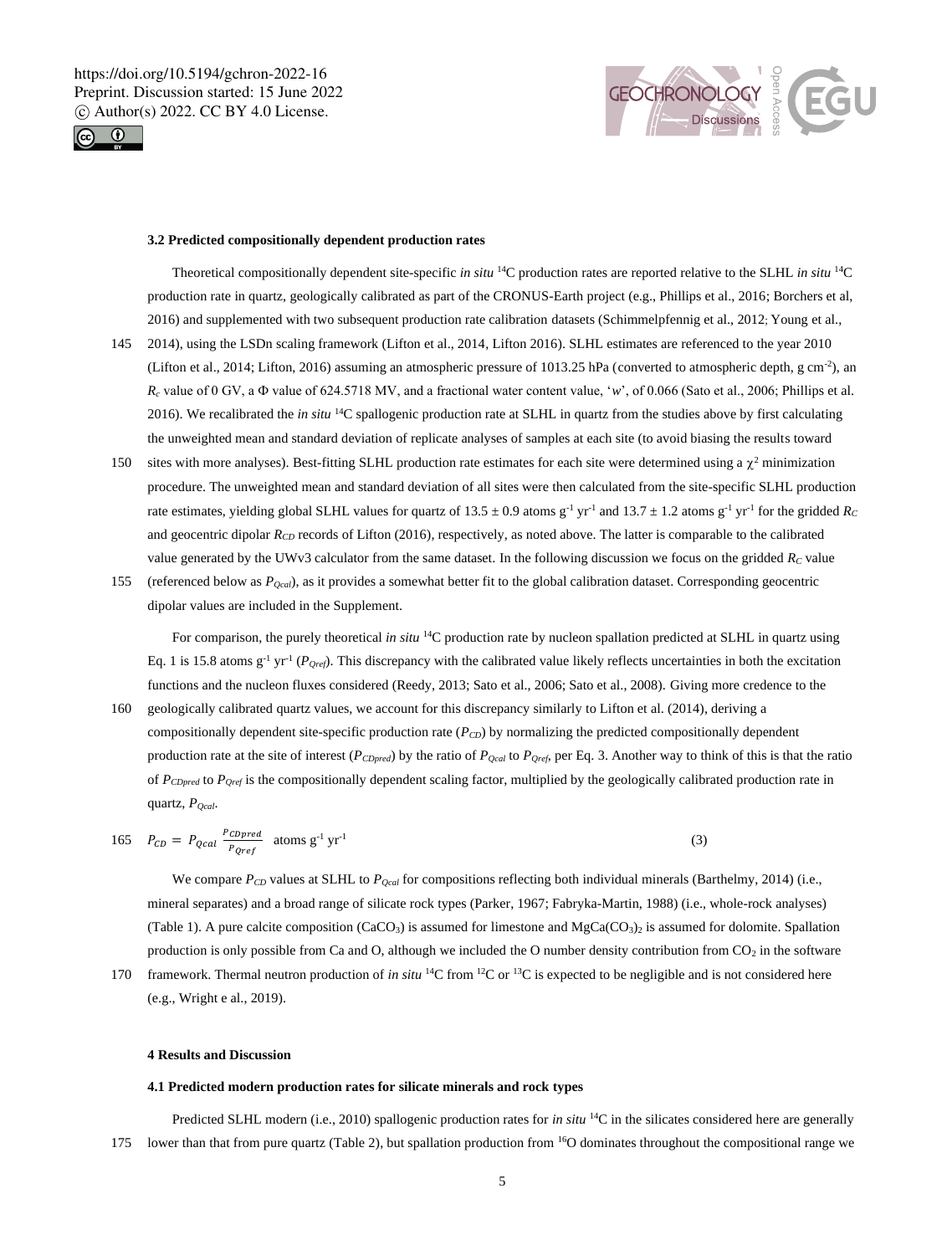### 3.2 Predicted compositionally dependent production rates

Theoretical compositionally dependent site-specific *in situ* $^{14}C$ production rates are reported relative to the SLHL *in situ* $^{14}C$ production rate in quartz, geologically calibrated as part of the CRONUS-Earth project (e.g., Phillips et al., 2016; Borchers et al, 2016) and supplemented with two subsequent production rate calibration datasets (Schimmelpfennig et al., 2012; Young et al., 2014), using the LSDn scaling framework (Lifton et al., 2014, Lifton 2016). SLHL estimates are referenced to the year 2010 (Lifton et al., 2014; Lifton, 2016) assuming an atmospheric pressure of 1013.25 hPa (converted to atmospheric depth, g cm$^{-2}$), an $R_c$ value of 0 GV, a Φ value of 624.5718 MV, and a fractional water content value, '*w*', of 0.066 (Sato et al., 2006; Phillips et al. 2016). We recalibrated the *in situ* $^{14}C$ spallogenic production rate at SLHL in quartz from the studies above by first calculating the unweighted mean and standard deviation of replicate analyses of samples at each site (to avoid biasing the results toward sites with more analyses). Best-fitting SLHL production rate estimates for each site were determined using a $\chi^2$ minimization procedure. The unweighted mean and standard deviation of all sites were then calculated from the site-specific SLHL production rate estimates, yielding global SLHL values for quartz of 13.5 ± 0.9 atoms g$^{-1}$ yr$^{-1}$ and 13.7 ± 1.2 atoms g$^{-1}$ yr$^{-1}$ for the gridded $R_C$ and geocentric dipolar $R_{CD}$ records of Lifton (2016), respectively, as noted above. The latter is comparable to the calibrated value generated by the UWv3 calculator from the same dataset. In the following discussion we focus on the gridded $R_C$ value (referenced below as $P_{Qcal}$), as it provides a somewhat better fit to the global calibration dataset. Corresponding geocentric dipolar values are included in the Supplement.

For comparison, the purely theoretical *in situ* $^{14}C$ production rate by nucleon spallation predicted at SLHL in quartz using Eq. 1 is 15.8 atoms g$^{-1}$ yr$^{-1}$ ($P_{Qref}$). This discrepancy with the calibrated value likely reflects uncertainties in both the excitation functions and the nucleon fluxes considered (Reedy, 2013; Sato et al., 2006; Sato et al., 2008). Giving more credence to the geologically calibrated quartz values, we account for this discrepancy similarly to Lifton et al. (2014), deriving a compositionally dependent site-specific production rate ($P_{CD}$) by normalizing the predicted compositionally dependent production rate at the site of interest ($P_{CDpred}$) by the ratio of $P_{Qcal}$ to $P_{Qref}$, per Eq. 3. Another way to think of this is that the ratio of $P_{CDpred}$ to $P_{Qref}$ is the compositionally dependent scaling factor, multiplied by the geologically calibrated production rate in quartz, $P_{Qcal}$.

$$P_{CD} = P_{Qcal} \frac{P_{CDpred}}{P_{Qref}} \quad \text{atoms g}^{-1}\ \text{yr}^{-1} \tag{3}$$

We compare $P_{CD}$ values at SLHL to $P_{Qcal}$ for compositions reflecting both individual minerals (Barthelmy, 2014) (i.e., mineral separates) and a broad range of silicate rock types (Parker, 1967; Fabryka-Martin, 1988) (i.e., whole-rock analyses) (Table 1). A pure calcite composition ($CaCO_3$) is assumed for limestone and $MgCa(CO_3)_2$ is assumed for dolomite. Spallation production is only possible from Ca and O, although we included the O number density contribution from $CO_2$ in the software framework. Thermal neutron production of *in situ* $^{14}C$ from $^{12}C$ or $^{13}C$ is expected to be negligible and is not considered here (e.g., Wright e al., 2019).

## 4 Results and Discussion

### 4.1 Predicted modern production rates for silicate minerals and rock types

Predicted SLHL modern (i.e., 2010) spallogenic production rates for *in situ* $^{14}C$ in the silicates considered here are generally lower than that from pure quartz (Table 2), but spallation production from $^{16}O$ dominates throughout the compositional range we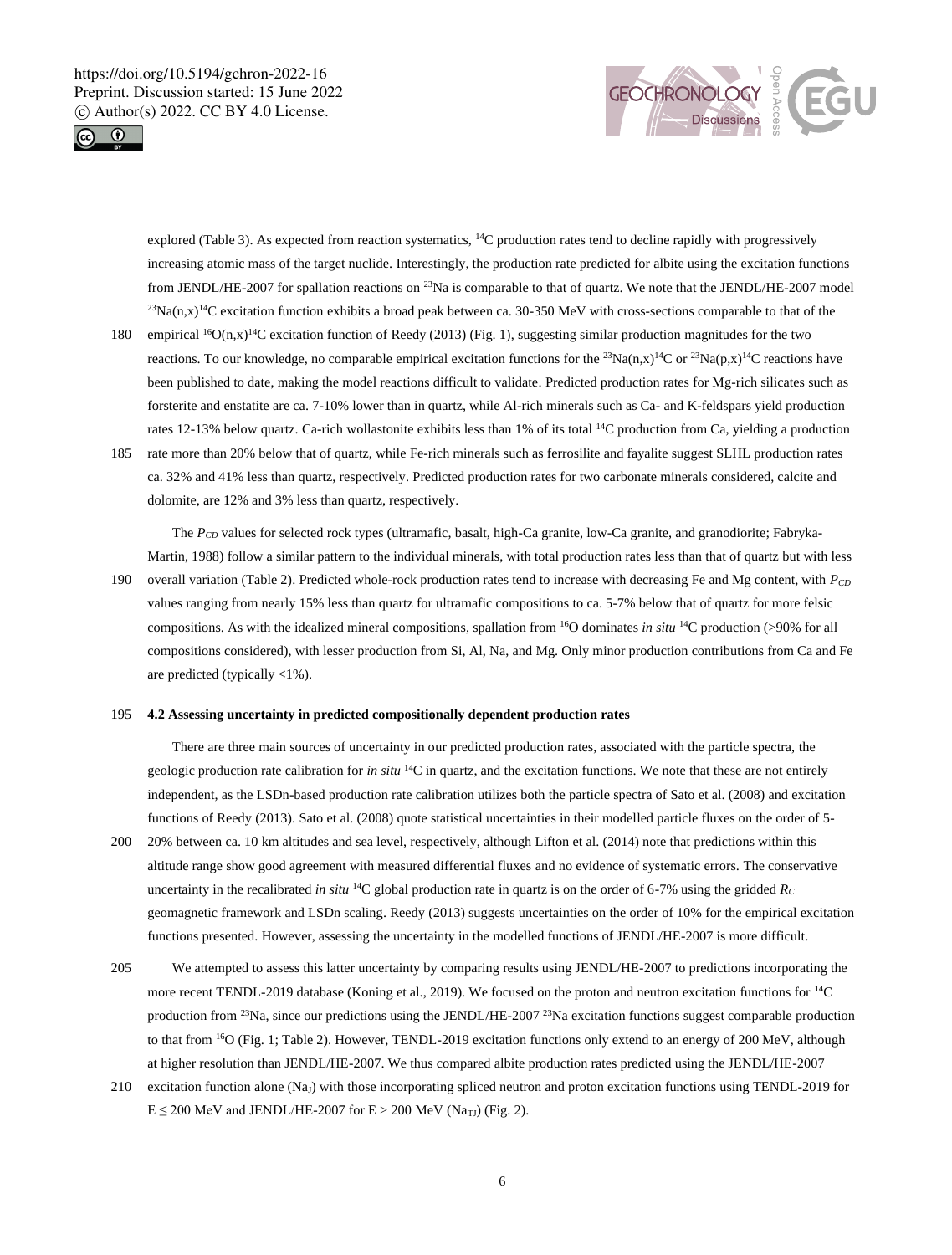explored (Table 3). As expected from reaction systematics, $^{14}C$ production rates tend to decline rapidly with progressively increasing atomic mass of the target nuclide. Interestingly, the production rate predicted for albite using the excitation functions from JENDL/HE-2007 for spallation reactions on $^{23}Na$ is comparable to that of quartz. We note that the JENDL/HE-2007 model $^{23}Na(n,x)^{14}C$ excitation function exhibits a broad peak between ca. 30-350 MeV with cross-sections comparable to that of the empirical $^{16}O(n,x)^{14}C$ excitation function of Reedy (2013) (Fig. 1), suggesting similar production magnitudes for the two reactions. To our knowledge, no comparable empirical excitation functions for the $^{23}Na(n,x)^{14}C$ or $^{23}Na(p,x)^{14}C$ reactions have been published to date, making the model reactions difficult to validate. Predicted production rates for Mg-rich silicates such as forsterite and enstatite are ca. 7-10% lower than in quartz, while Al-rich minerals such as Ca- and K-feldspars yield production rates 12-13% below quartz. Ca-rich wollastonite exhibits less than 1% of its total $^{14}C$ production from Ca, yielding a production rate more than 20% below that of quartz, while Fe-rich minerals such as ferrosilite and fayalite suggest SLHL production rates ca. 32% and 41% less than quartz, respectively. Predicted production rates for two carbonate minerals considered, calcite and dolomite, are 12% and 3% less than quartz, respectively.

The $P_{CD}$ values for selected rock types (ultramafic, basalt, high-Ca granite, low-Ca granite, and granodiorite; Fabryka-Martin, 1988) follow a similar pattern to the individual minerals, with total production rates less than that of quartz but with less overall variation (Table 2). Predicted whole-rock production rates tend to increase with decreasing Fe and Mg content, with $P_{CD}$ values ranging from nearly 15% less than quartz for ultramafic compositions to ca. 5-7% below that of quartz for more felsic compositions. As with the idealized mineral compositions, spallation from $^{16}O$ dominates *in situ* $^{14}C$ production (>90% for all compositions considered), with lesser production from Si, Al, Na, and Mg. Only minor production contributions from Ca and Fe are predicted (typically <1%).

## 4.2 Assessing uncertainty in predicted compositionally dependent production rates

There are three main sources of uncertainty in our predicted production rates, associated with the particle spectra, the geologic production rate calibration for *in situ* $^{14}C$ in quartz, and the excitation functions. We note that these are not entirely independent, as the LSDn-based production rate calibration utilizes both the particle spectra of Sato et al. (2008) and excitation functions of Reedy (2013). Sato et al. (2008) quote statistical uncertainties in their modelled particle fluxes on the order of 5-20% between ca. 10 km altitudes and sea level, respectively, although Lifton et al. (2014) note that predictions within this altitude range show good agreement with measured differential fluxes and no evidence of systematic errors. The conservative uncertainty in the recalibrated *in situ* $^{14}C$ global production rate in quartz is on the order of 6-7% using the gridded $R_C$ geomagnetic framework and LSDn scaling. Reedy (2013) suggests uncertainties on the order of 10% for the empirical excitation functions presented. However, assessing the uncertainty in the modelled functions of JENDL/HE-2007 is more difficult.

We attempted to assess this latter uncertainty by comparing results using JENDL/HE-2007 to predictions incorporating the more recent TENDL-2019 database (Koning et al., 2019). We focused on the proton and neutron excitation functions for $^{14}C$ production from $^{23}Na$, since our predictions using the JENDL/HE-2007 $^{23}Na$ excitation functions suggest comparable production to that from $^{16}O$ (Fig. 1; Table 2). However, TENDL-2019 excitation functions only extend to an energy of 200 MeV, although at higher resolution than JENDL/HE-2007. We thus compared albite production rates predicted using the JENDL/HE-2007 excitation function alone ($Na_J$) with those incorporating spliced neutron and proton excitation functions using TENDL-2019 for $E \leq 200$ MeV and JENDL/HE-2007 for $E > 200$ MeV ($Na_{TJ}$) (Fig. 2).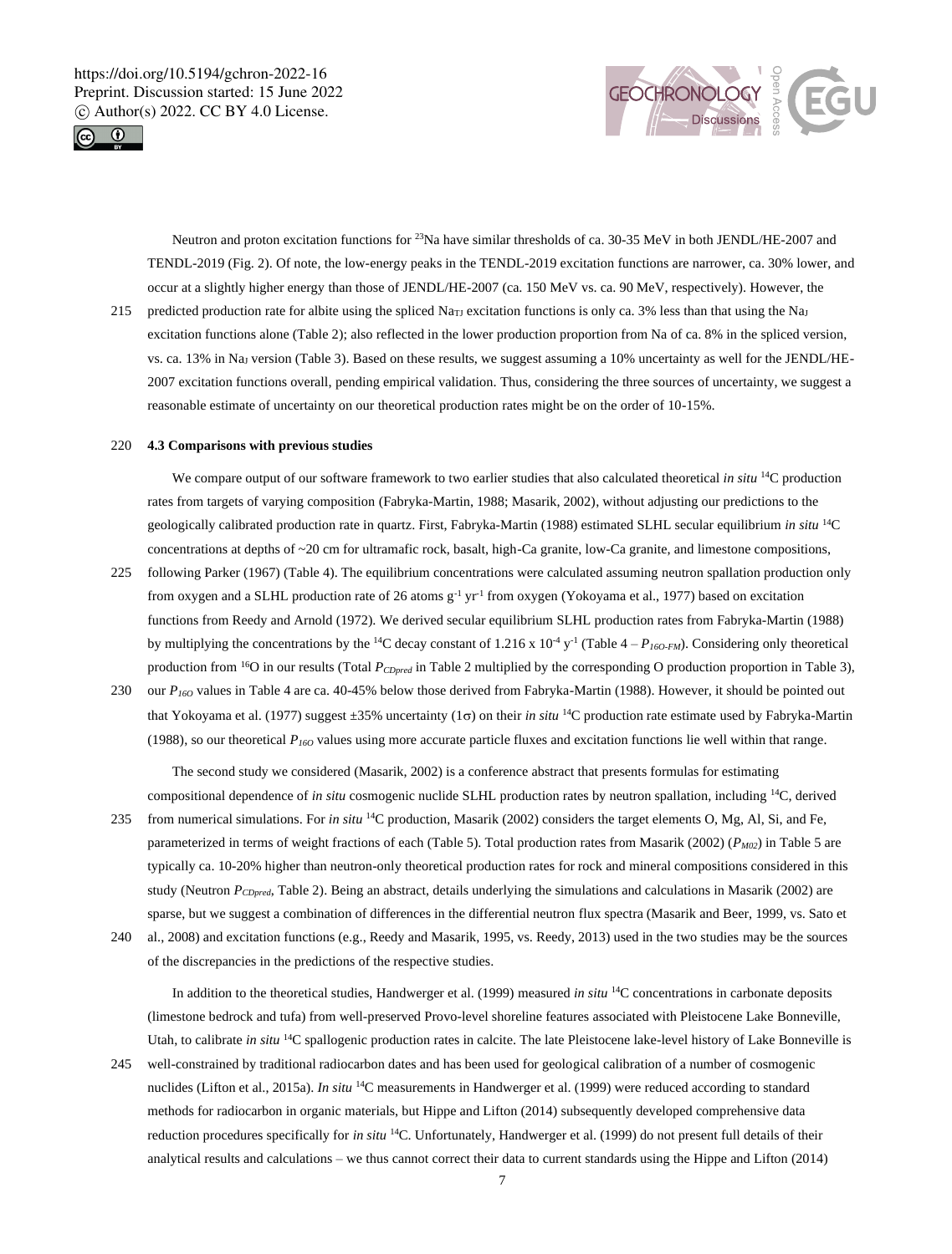Neutron and proton excitation functions for $^{23}Na$ have similar thresholds of ca. 30-35 MeV in both JENDL/HE-2007 and TENDL-2019 (Fig. 2). Of note, the low-energy peaks in the TENDL-2019 excitation functions are narrower, ca. 30% lower, and occur at a slightly higher energy than those of JENDL/HE-2007 (ca. 150 MeV vs. ca. 90 MeV, respectively). However, the predicted production rate for albite using the spliced $Na_{TJ}$ excitation functions is only ca. 3% less than that using the $Na_J$ excitation functions alone (Table 2); also reflected in the lower production proportion from Na of ca. 8% in the spliced version, vs. ca. 13% in $Na_J$ version (Table 3). Based on these results, we suggest assuming a 10% uncertainty as well for the JENDL/HE-2007 excitation functions overall, pending empirical validation. Thus, considering the three sources of uncertainty, we suggest a reasonable estimate of uncertainty on our theoretical production rates might be on the order of 10-15%.

### 4.3 Comparisons with previous studies

We compare output of our software framework to two earlier studies that also calculated theoretical *in situ* $^{14}C$ production rates from targets of varying composition (Fabryka-Martin, 1988; Masarik, 2002), without adjusting our predictions to the geologically calibrated production rate in quartz. First, Fabryka-Martin (1988) estimated SLHL secular equilibrium *in situ* $^{14}C$ concentrations at depths of ~20 cm for ultramafic rock, basalt, high-Ca granite, low-Ca granite, and limestone compositions, following Parker (1967) (Table 4). The equilibrium concentrations were calculated assuming neutron spallation production only from oxygen and a SLHL production rate of 26 atoms $g^{-1}$ $yr^{-1}$ from oxygen (Yokoyama et al., 1977) based on excitation functions from Reedy and Arnold (1972). We derived secular equilibrium SLHL production rates from Fabryka-Martin (1988) by multiplying the concentrations by the $^{14}C$ decay constant of 1.216 x $10^{-4}$ $y^{-1}$ (Table 4 – $P_{16O\text{-}FM}$). Considering only theoretical production from $^{16}O$ in our results (Total $P_{CDpred}$ in Table 2 multiplied by the corresponding O production proportion in Table 3), our $P_{16O}$ values in Table 4 are ca. 40-45% below those derived from Fabryka-Martin (1988). However, it should be pointed out that Yokoyama et al. (1977) suggest ±35% uncertainty (1σ) on their *in situ* $^{14}C$ production rate estimate used by Fabryka-Martin (1988), so our theoretical $P_{16O}$ values using more accurate particle fluxes and excitation functions lie well within that range.

The second study we considered (Masarik, 2002) is a conference abstract that presents formulas for estimating compositional dependence of *in situ* cosmogenic nuclide SLHL production rates by neutron spallation, including $^{14}C$, derived from numerical simulations. For *in situ* $^{14}C$ production, Masarik (2002) considers the target elements O, Mg, Al, Si, and Fe, parameterized in terms of weight fractions of each (Table 5). Total production rates from Masarik (2002) ($P_{M02}$) in Table 5 are typically ca. 10-20% higher than neutron-only theoretical production rates for rock and mineral compositions considered in this study (Neutron $P_{CDpred}$, Table 2). Being an abstract, details underlying the simulations and calculations in Masarik (2002) are sparse, but we suggest a combination of differences in the differential neutron flux spectra (Masarik and Beer, 1999, vs. Sato et al., 2008) and excitation functions (e.g., Reedy and Masarik, 1995, vs. Reedy, 2013) used in the two studies may be the sources of the discrepancies in the predictions of the respective studies.

In addition to the theoretical studies, Handwerger et al. (1999) measured *in situ* $^{14}C$ concentrations in carbonate deposits (limestone bedrock and tufa) from well-preserved Provo-level shoreline features associated with Pleistocene Lake Bonneville, Utah, to calibrate *in situ* $^{14}C$ spallogenic production rates in calcite. The late Pleistocene lake-level history of Lake Bonneville is well-constrained by traditional radiocarbon dates and has been used for geological calibration of a number of cosmogenic nuclides (Lifton et al., 2015a). *In situ* $^{14}C$ measurements in Handwerger et al. (1999) were reduced according to standard methods for radiocarbon in organic materials, but Hippe and Lifton (2014) subsequently developed comprehensive data reduction procedures specifically for *in situ* $^{14}C$. Unfortunately, Handwerger et al. (1999) do not present full details of their analytical results and calculations – we thus cannot correct their data to current standards using the Hippe and Lifton (2014)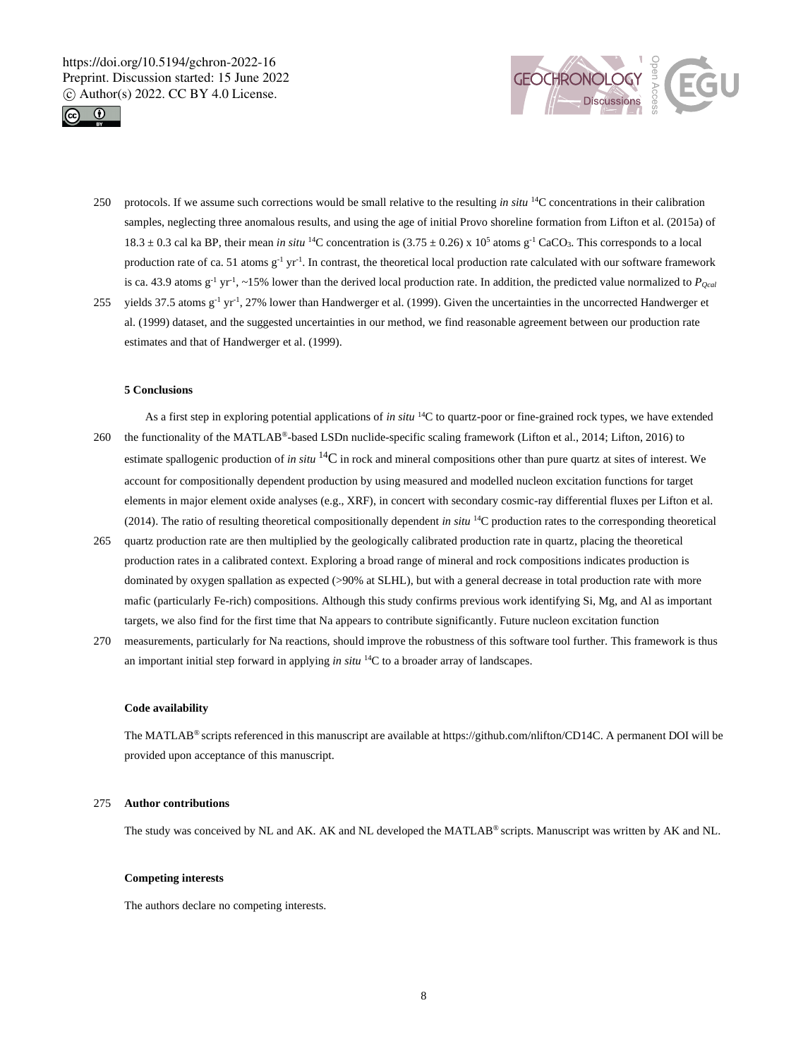protocols. If we assume such corrections would be small relative to the resulting *in situ* $^{14}C$ concentrations in their calibration samples, neglecting three anomalous results, and using the age of initial Provo shoreline formation from Lifton et al. (2015a) of $18.3 \pm 0.3$ cal ka BP, their mean *in situ* $^{14}C$ concentration is $(3.75 \pm 0.26) \times 10^5$ atoms $g^{-1}$ $CaCO_3$. This corresponds to a local production rate of ca. 51 atoms $g^{-1}$ $yr^{-1}$. In contrast, the theoretical local production rate calculated with our software framework is ca. 43.9 atoms $g^{-1}$ $yr^{-1}$, ~15% lower than the derived local production rate. In addition, the predicted value normalized to $P_{Qcal}$ yields 37.5 atoms $g^{-1}$ $yr^{-1}$, 27% lower than Handwerger et al. (1999). Given the uncertainties in the uncorrected Handwerger et al. (1999) dataset, and the suggested uncertainties in our method, we find reasonable agreement between our production rate estimates and that of Handwerger et al. (1999).

## 5 Conclusions

As a first step in exploring potential applications of *in situ* $^{14}C$ to quartz-poor or fine-grained rock types, we have extended the functionality of the MATLAB®-based LSDn nuclide-specific scaling framework (Lifton et al., 2014; Lifton, 2016) to estimate spallogenic production of *in situ* $^{14}C$ in rock and mineral compositions other than pure quartz at sites of interest. We account for compositionally dependent production by using measured and modelled nucleon excitation functions for target elements in major element oxide analyses (e.g., XRF), in concert with secondary cosmic-ray differential fluxes per Lifton et al. (2014). The ratio of resulting theoretical compositionally dependent *in situ* $^{14}C$ production rates to the corresponding theoretical quartz production rate are then multiplied by the geologically calibrated production rate in quartz, placing the theoretical production rates in a calibrated context. Exploring a broad range of mineral and rock compositions indicates production is dominated by oxygen spallation as expected (>90% at SLHL), but with a general decrease in total production rate with more mafic (particularly Fe-rich) compositions. Although this study confirms previous work identifying Si, Mg, and Al as important targets, we also find for the first time that Na appears to contribute significantly. Future nucleon excitation function measurements, particularly for Na reactions, should improve the robustness of this software tool further. This framework is thus an important initial step forward in applying *in situ* $^{14}C$ to a broader array of landscapes.

### Code availability

The MATLAB® scripts referenced in this manuscript are available at https://github.com/nlifton/CD14C. A permanent DOI will be provided upon acceptance of this manuscript.

### Author contributions

The study was conceived by NL and AK. AK and NL developed the MATLAB® scripts. Manuscript was written by AK and NL.

### Competing interests

The authors declare no competing interests.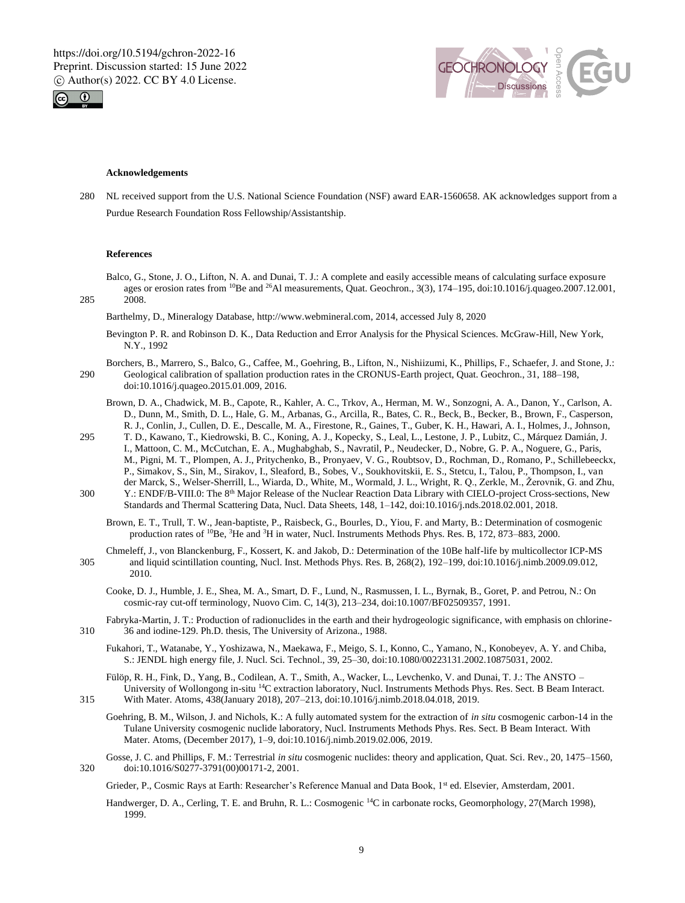**Acknowledgements**

NL received support from the U.S. National Science Foundation (NSF) award EAR-1560658. AK acknowledges support from a Purdue Research Foundation Ross Fellowship/Assistantship.

**References**

Balco, G., Stone, J. O., Lifton, N. A. and Dunai, T. J.: A complete and easily accessible means of calculating surface exposure ages or erosion rates from $^{10}$Be and $^{26}$Al measurements, Quat. Geochron., 3(3), 174–195, doi:10.1016/j.quageo.2007.12.001, 2008.

Barthelmy, D., Mineralogy Database, http://www.webmineral.com, 2014, accessed July 8, 2020

Bevington P. R. and Robinson D. K., Data Reduction and Error Analysis for the Physical Sciences. McGraw-Hill, New York, N.Y., 1992

Borchers, B., Marrero, S., Balco, G., Caffee, M., Goehring, B., Lifton, N., Nishiizumi, K., Phillips, F., Schaefer, J. and Stone, J.: Geological calibration of spallation production rates in the CRONUS-Earth project, Quat. Geochron., 31, 188–198, doi:10.1016/j.quageo.2015.01.009, 2016.

Brown, D. A., Chadwick, M. B., Capote, R., Kahler, A. C., Trkov, A., Herman, M. W., Sonzogni, A. A., Danon, Y., Carlson, A. D., Dunn, M., Smith, D. L., Hale, G. M., Arbanas, G., Arcilla, R., Bates, C. R., Beck, B., Becker, B., Brown, F., Casperson, R. J., Conlin, J., Cullen, D. E., Descalle, M. A., Firestone, R., Gaines, T., Guber, K. H., Hawari, A. I., Holmes, J., Johnson, T. D., Kawano, T., Kiedrowski, B. C., Koning, A. J., Kopecky, S., Leal, L., Lestone, J. P., Lubitz, C., Márquez Damián, J. I., Mattoon, C. M., McCutchan, E. A., Mughabghab, S., Navratil, P., Neudecker, D., Nobre, G. P. A., Noguere, G., Paris, M., Pigni, M. T., Plompen, A. J., Pritychenko, B., Pronyaev, V. G., Roubtsov, D., Rochman, D., Romano, P., Schillebeeckx, P., Simakov, S., Sin, M., Sirakov, I., Sleaford, B., Sobes, V., Soukhovitskii, E. S., Stetcu, I., Talou, P., Thompson, I., van der Marck, S., Welser-Sherrill, L., Wiarda, D., White, M., Wormald, J. L., Wright, R. Q., Zerkle, M., Žerovnik, G. and Zhu, Y.: ENDF/B-VIII.0: The 8$^{th}$ Major Release of the Nuclear Reaction Data Library with CIELO-project Cross-sections, New Standards and Thermal Scattering Data, Nucl. Data Sheets, 148, 1–142, doi:10.1016/j.nds.2018.02.001, 2018.

Brown, E. T., Trull, T. W., Jean-baptiste, P., Raisbeck, G., Bourles, D., Yiou, F. and Marty, B.: Determination of cosmogenic production rates of $^{10}$Be, $^{3}$He and $^{3}$H in water, Nucl. Instruments Methods Phys. Res. B, 172, 873–883, 2000.

Chmeleff, J., von Blanckenburg, F., Kossert, K. and Jakob, D.: Determination of the 10Be half-life by multicollector ICP-MS and liquid scintillation counting, Nucl. Inst. Methods Phys. Res. B, 268(2), 192–199, doi:10.1016/j.nimb.2009.09.012, 2010.

Cooke, D. J., Humble, J. E., Shea, M. A., Smart, D. F., Lund, N., Rasmussen, I. L., Byrnak, B., Goret, P. and Petrou, N.: On cosmic-ray cut-off terminology, Nuovo Cim. C, 14(3), 213–234, doi:10.1007/BF02509357, 1991.

Fabryka-Martin, J. T.: Production of radionuclides in the earth and their hydrogeologic significance, with emphasis on chlorine-36 and iodine-129. Ph.D. thesis, The University of Arizona., 1988.

Fukahori, T., Watanabe, Y., Yoshizawa, N., Maekawa, F., Meigo, S. I., Konno, C., Yamano, N., Konobeyev, A. Y. and Chiba, S.: JENDL high energy file, J. Nucl. Sci. Technol., 39, 25–30, doi:10.1080/00223131.2002.10875031, 2002.

Fülöp, R. H., Fink, D., Yang, B., Codilean, A. T., Smith, A., Wacker, L., Levchenko, V. and Dunai, T. J.: The ANSTO – University of Wollongong in-situ $^{14}$C extraction laboratory, Nucl. Instruments Methods Phys. Res. Sect. B Beam Interact. With Mater. Atoms, 438(January 2018), 207–213, doi:10.1016/j.nimb.2018.04.018, 2019.

Goehring, B. M., Wilson, J. and Nichols, K.: A fully automated system for the extraction of *in situ* cosmogenic carbon-14 in the Tulane University cosmogenic nuclide laboratory, Nucl. Instruments Methods Phys. Res. Sect. B Beam Interact. With Mater. Atoms, (December 2017), 1–9, doi:10.1016/j.nimb.2019.02.006, 2019.

Gosse, J. C. and Phillips, F. M.: Terrestrial *in situ* cosmogenic nuclides: theory and application, Quat. Sci. Rev., 20, 1475–1560, doi:10.1016/S0277-3791(00)00171-2, 2001.

Grieder, P., Cosmic Rays at Earth: Researcher's Reference Manual and Data Book, 1$^{st}$ ed. Elsevier, Amsterdam, 2001.

Handwerger, D. A., Cerling, T. E. and Bruhn, R. L.: Cosmogenic $^{14}$C in carbonate rocks, Geomorphology, 27(March 1998), 1999.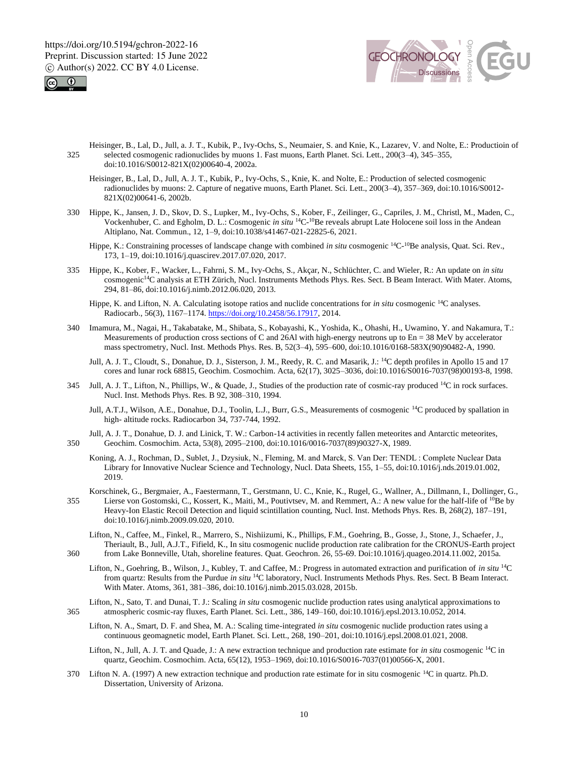Heisinger, B., Lal, D., Jull, a. J. T., Kubik, P., Ivy-Ochs, S., Neumaier, S. and Knie, K., Lazarev, V. and Nolte, E.: Productioin of selected cosmogenic radionuclides by muons 1. Fast muons, Earth Planet. Sci. Lett., 200(3–4), 345–355, doi:10.1016/S0012-821X(02)00640-4, 2002a.

Heisinger, B., Lal, D., Jull, A. J. T., Kubik, P., Ivy-Ochs, S., Knie, K. and Nolte, E.: Production of selected cosmogenic radionuclides by muons: 2. Capture of negative muons, Earth Planet. Sci. Lett., 200(3–4), 357–369, doi:10.1016/S0012-821X(02)00641-6, 2002b.

Hippe, K., Jansen, J. D., Skov, D. S., Lupker, M., Ivy-Ochs, S., Kober, F., Zeilinger, G., Capriles, J. M., Christl, M., Maden, C., Vockenhuber, C. and Egholm, D. L.: Cosmogenic *in situ* $^{14}$C-$^{10}$Be reveals abrupt Late Holocene soil loss in the Andean Altiplano, Nat. Commun., 12, 1–9, doi:10.1038/s41467-021-22825-6, 2021.

Hippe, K.: Constraining processes of landscape change with combined *in situ* cosmogenic $^{14}$C-$^{10}$Be analysis, Quat. Sci. Rev., 173, 1–19, doi:10.1016/j.quascirev.2017.07.020, 2017.

Hippe, K., Kober, F., Wacker, L., Fahrni, S. M., Ivy-Ochs, S., Akçar, N., Schlüchter, C. and Wieler, R.: An update on *in situ* cosmogenic$^{14}$C analysis at ETH Zürich, Nucl. Instruments Methods Phys. Res. Sect. B Beam Interact. With Mater. Atoms, 294, 81–86, doi:10.1016/j.nimb.2012.06.020, 2013.

Hippe, K. and Lifton, N. A. Calculating isotope ratios and nuclide concentrations for *in situ* cosmogenic $^{14}$C analyses. Radiocarb., 56(3), 1167–1174. https://doi.org/10.2458/56.17917, 2014.

Imamura, M., Nagai, H., Takabatake, M., Shibata, S., Kobayashi, K., Yoshida, K., Ohashi, H., Uwamino, Y. and Nakamura, T.: Measurements of production cross sections of C and 26Al with high-energy neutrons up to En = 38 MeV by accelerator mass spectrometry, Nucl. Inst. Methods Phys. Res. B, 52(3–4), 595–600, doi:10.1016/0168-583X(90)90482-A, 1990.

Jull, A. J. T., Cloudt, S., Donahue, D. J., Sisterson, J. M., Reedy, R. C. and Masarik, J.: $^{14}$C depth profiles in Apollo 15 and 17 cores and lunar rock 68815, Geochim. Cosmochim. Acta, 62(17), 3025–3036, doi:10.1016/S0016-7037(98)00193-8, 1998.

Jull, A. J. T., Lifton, N., Phillips, W., & Quade, J., Studies of the production rate of cosmic-ray produced $^{14}$C in rock surfaces. Nucl. Inst. Methods Phys. Res. B 92, 308–310, 1994.

Jull, A.T.J., Wilson, A.E., Donahue, D.J., Toolin, L.J., Burr, G.S., Measurements of cosmogenic $^{14}$C produced by spallation in high- altitude rocks. Radiocarbon 34, 737-744, 1992.

Jull, A. J. T., Donahue, D. J. and Linick, T. W.: Carbon-14 activities in recently fallen meteorites and Antarctic meteorites, Geochim. Cosmochim. Acta, 53(8), 2095–2100, doi:10.1016/0016-7037(89)90327-X, 1989.

Koning, A. J., Rochman, D., Sublet, J., Dzysiuk, N., Fleming, M. and Marck, S. Van Der: TENDL : Complete Nuclear Data Library for Innovative Nuclear Science and Technology, Nucl. Data Sheets, 155, 1–55, doi:10.1016/j.nds.2019.01.002, 2019.

Korschinek, G., Bergmaier, A., Faestermann, T., Gerstmann, U. C., Knie, K., Rugel, G., Wallner, A., Dillmann, I., Dollinger, G., Lierse von Gostomski, C., Kossert, K., Maiti, M., Poutivtsev, M. and Remmert, A.: A new value for the half-life of $^{10}$Be by Heavy-Ion Elastic Recoil Detection and liquid scintillation counting, Nucl. Inst. Methods Phys. Res. B, 268(2), 187–191, doi:10.1016/j.nimb.2009.09.020, 2010.

Lifton, N., Caffee, M., Finkel, R., Marrero, S., Nishiizumi, K., Phillips, F.M., Goehring, B., Gosse, J., Stone, J., Schaefer, J., Theriault, B., Jull, A.J.T., Fifield, K., In situ cosmogenic nuclide production rate calibration for the CRONUS-Earth project from Lake Bonneville, Utah, shoreline features. Quat. Geochron. 26, 55-69. Doi:10.1016/j.quageo.2014.11.002, 2015a.

Lifton, N., Goehring, B., Wilson, J., Kubley, T. and Caffee, M.: Progress in automated extraction and purification of *in situ* $^{14}$C from quartz: Results from the Purdue *in situ* $^{14}$C laboratory, Nucl. Instruments Methods Phys. Res. Sect. B Beam Interact. With Mater. Atoms, 361, 381–386, doi:10.1016/j.nimb.2015.03.028, 2015b.

Lifton, N., Sato, T. and Dunai, T. J.: Scaling *in situ* cosmogenic nuclide production rates using analytical approximations to atmospheric cosmic-ray fluxes, Earth Planet. Sci. Lett., 386, 149–160, doi:10.1016/j.epsl.2013.10.052, 2014.

Lifton, N. A., Smart, D. F. and Shea, M. A.: Scaling time-integrated *in situ* cosmogenic nuclide production rates using a continuous geomagnetic model, Earth Planet. Sci. Lett., 268, 190–201, doi:10.1016/j.epsl.2008.01.021, 2008.

Lifton, N., Jull, A. J. T. and Quade, J.: A new extraction technique and production rate estimate for *in situ* cosmogenic $^{14}$C in quartz, Geochim. Cosmochim. Acta, 65(12), 1953–1969, doi:10.1016/S0016-7037(01)00566-X, 2001.

Lifton N. A. (1997) A new extraction technique and production rate estimate for in situ cosmogenic $^{14}$C in quartz. Ph.D. Dissertation, University of Arizona.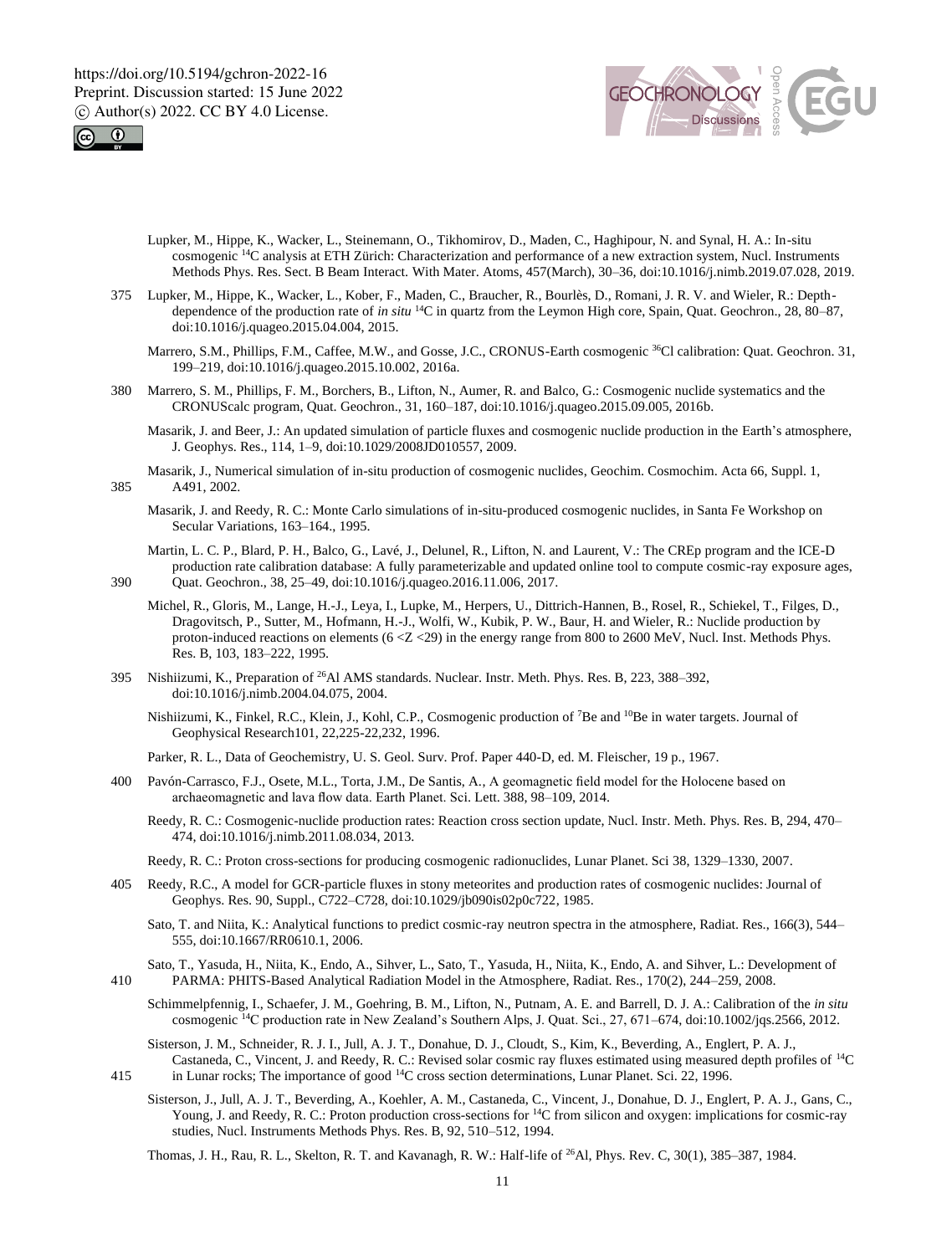Lupker, M., Hippe, K., Wacker, L., Steinemann, O., Tikhomirov, D., Maden, C., Haghipour, N. and Synal, H. A.: In-situ cosmogenic $^{14}$C analysis at ETH Zürich: Characterization and performance of a new extraction system, Nucl. Instruments Methods Phys. Res. Sect. B Beam Interact. With Mater. Atoms, 457(March), 30–36, doi:10.1016/j.nimb.2019.07.028, 2019.

Lupker, M., Hippe, K., Wacker, L., Kober, F., Maden, C., Braucher, R., Bourlès, D., Romani, J. R. V. and Wieler, R.: Depth-dependence of the production rate of *in situ* $^{14}$C in quartz from the Leymon High core, Spain, Quat. Geochron., 28, 80–87, doi:10.1016/j.quageo.2015.04.004, 2015.

Marrero, S.M., Phillips, F.M., Caffee, M.W., and Gosse, J.C., CRONUS-Earth cosmogenic $^{36}$Cl calibration: Quat. Geochron. 31, 199–219, doi:10.1016/j.quageo.2015.10.002, 2016a.

Marrero, S. M., Phillips, F. M., Borchers, B., Lifton, N., Aumer, R. and Balco, G.: Cosmogenic nuclide systematics and the CRONUScalc program, Quat. Geochron., 31, 160–187, doi:10.1016/j.quageo.2015.09.005, 2016b.

Masarik, J. and Beer, J.: An updated simulation of particle fluxes and cosmogenic nuclide production in the Earth's atmosphere, J. Geophys. Res., 114, 1–9, doi:10.1029/2008JD010557, 2009.

Masarik, J., Numerical simulation of in-situ production of cosmogenic nuclides, Geochim. Cosmochim. Acta 66, Suppl. 1, A491, 2002.

Masarik, J. and Reedy, R. C.: Monte Carlo simulations of in-situ-produced cosmogenic nuclides, in Santa Fe Workshop on Secular Variations, 163–164., 1995.

Martin, L. C. P., Blard, P. H., Balco, G., Lavé, J., Delunel, R., Lifton, N. and Laurent, V.: The CREp program and the ICE-D production rate calibration database: A fully parameterizable and updated online tool to compute cosmic-ray exposure ages, Quat. Geochron., 38, 25–49, doi:10.1016/j.quageo.2016.11.006, 2017.

Michel, R., Gloris, M., Lange, H.-J., Leya, I., Lupke, M., Herpers, U., Dittrich-Hannen, B., Rosel, R., Schiekel, T., Filges, D., Dragovitsch, P., Sutter, M., Hofmann, H.-J., Wolfi, W., Kubik, P. W., Baur, H. and Wieler, R.: Nuclide production by proton-induced reactions on elements (6 <Z <29) in the energy range from 800 to 2600 MeV, Nucl. Inst. Methods Phys. Res. B, 103, 183–222, 1995.

Nishiizumi, K., Preparation of $^{26}$Al AMS standards. Nuclear. Instr. Meth. Phys. Res. B, 223, 388–392, doi:10.1016/j.nimb.2004.04.075, 2004.

Nishiizumi, K., Finkel, R.C., Klein, J., Kohl, C.P., Cosmogenic production of $^{7}$Be and $^{10}$Be in water targets. Journal of Geophysical Research101, 22,225-22,232, 1996.

Parker, R. L., Data of Geochemistry, U. S. Geol. Surv. Prof. Paper 440-D, ed. M. Fleischer, 19 p., 1967.

Pavón-Carrasco, F.J., Osete, M.L., Torta, J.M., De Santis, A., A geomagnetic field model for the Holocene based on archaeomagnetic and lava flow data. Earth Planet. Sci. Lett. 388, 98–109, 2014.

Reedy, R. C.: Cosmogenic-nuclide production rates: Reaction cross section update, Nucl. Instr. Meth. Phys. Res. B, 294, 470–474, doi:10.1016/j.nimb.2011.08.034, 2013.

Reedy, R. C.: Proton cross-sections for producing cosmogenic radionuclides, Lunar Planet. Sci 38, 1329–1330, 2007.

Reedy, R.C., A model for GCR-particle fluxes in stony meteorites and production rates of cosmogenic nuclides: Journal of Geophys. Res. 90, Suppl., C722–C728, doi:10.1029/jb090is02p0c722, 1985.

Sato, T. and Niita, K.: Analytical functions to predict cosmic-ray neutron spectra in the atmosphere, Radiat. Res., 166(3), 544–555, doi:10.1667/RR0610.1, 2006.

Sato, T., Yasuda, H., Niita, K., Endo, A., Sihver, L., Sato, T., Yasuda, H., Niita, K., Endo, A. and Sihver, L.: Development of PARMA: PHITS-Based Analytical Radiation Model in the Atmosphere, Radiat. Res., 170(2), 244–259, 2008.

Schimmelpfennig, I., Schaefer, J. M., Goehring, B. M., Lifton, N., Putnam, A. E. and Barrell, D. J. A.: Calibration of the *in situ* cosmogenic $^{14}$C production rate in New Zealand's Southern Alps, J. Quat. Sci., 27, 671–674, doi:10.1002/jqs.2566, 2012.

Sisterson, J. M., Schneider, R. J. I., Jull, A. J. T., Donahue, D. J., Cloudt, S., Kim, K., Beverding, A., Englert, P. A. J., Castaneda, C., Vincent, J. and Reedy, R. C.: Revised solar cosmic ray fluxes estimated using measured depth profiles of $^{14}$C in Lunar rocks; The importance of good $^{14}$C cross section determinations, Lunar Planet. Sci. 22, 1996.

Sisterson, J., Jull, A. J. T., Beverding, A., Koehler, A. M., Castaneda, C., Vincent, J., Donahue, D. J., Englert, P. A. J., Gans, C., Young, J. and Reedy, R. C.: Proton production cross-sections for $^{14}$C from silicon and oxygen: implications for cosmic-ray studies, Nucl. Instruments Methods Phys. Res. B, 92, 510–512, 1994.

Thomas, J. H., Rau, R. L., Skelton, R. T. and Kavanagh, R. W.: Half-life of $^{26}$Al, Phys. Rev. C, 30(1), 385–387, 1984.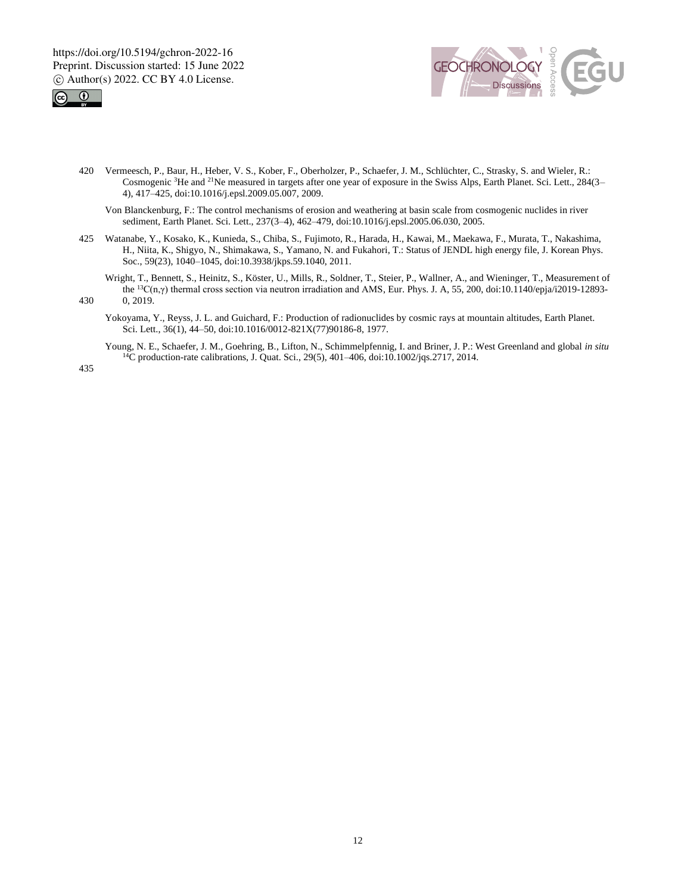Vermeesch, P., Baur, H., Heber, V. S., Kober, F., Oberholzer, P., Schaefer, J. M., Schlüchter, C., Strasky, S. and Wieler, R.: Cosmogenic $^{3}$He and $^{21}$Ne measured in targets after one year of exposure in the Swiss Alps, Earth Planet. Sci. Lett., 284(3–4), 417–425, doi:10.1016/j.epsl.2009.05.007, 2009.

Von Blanckenburg, F.: The control mechanisms of erosion and weathering at basin scale from cosmogenic nuclides in river sediment, Earth Planet. Sci. Lett., 237(3–4), 462–479, doi:10.1016/j.epsl.2005.06.030, 2005.

Watanabe, Y., Kosako, K., Kunieda, S., Chiba, S., Fujimoto, R., Harada, H., Kawai, M., Maekawa, F., Murata, T., Nakashima, H., Niita, K., Shigyo, N., Shimakawa, S., Yamano, N. and Fukahori, T.: Status of JENDL high energy file, J. Korean Phys. Soc., 59(23), 1040–1045, doi:10.3938/jkps.59.1040, 2011.

Wright, T., Bennett, S., Heinitz, S., Köster, U., Mills, R., Soldner, T., Steier, P., Wallner, A., and Wieninger, T., Measurement of the $^{13}$C(n,γ) thermal cross section via neutron irradiation and AMS, Eur. Phys. J. A, 55, 200, doi:10.1140/epja/i2019-12893-0, 2019.

Yokoyama, Y., Reyss, J. L. and Guichard, F.: Production of radionuclides by cosmic rays at mountain altitudes, Earth Planet. Sci. Lett., 36(1), 44–50, doi:10.1016/0012-821X(77)90186-8, 1977.

Young, N. E., Schaefer, J. M., Goehring, B., Lifton, N., Schimmelpfennig, I. and Briner, J. P.: West Greenland and global *in situ* $^{14}$C production-rate calibrations, J. Quat. Sci., 29(5), 401–406, doi:10.1002/jqs.2717, 2014.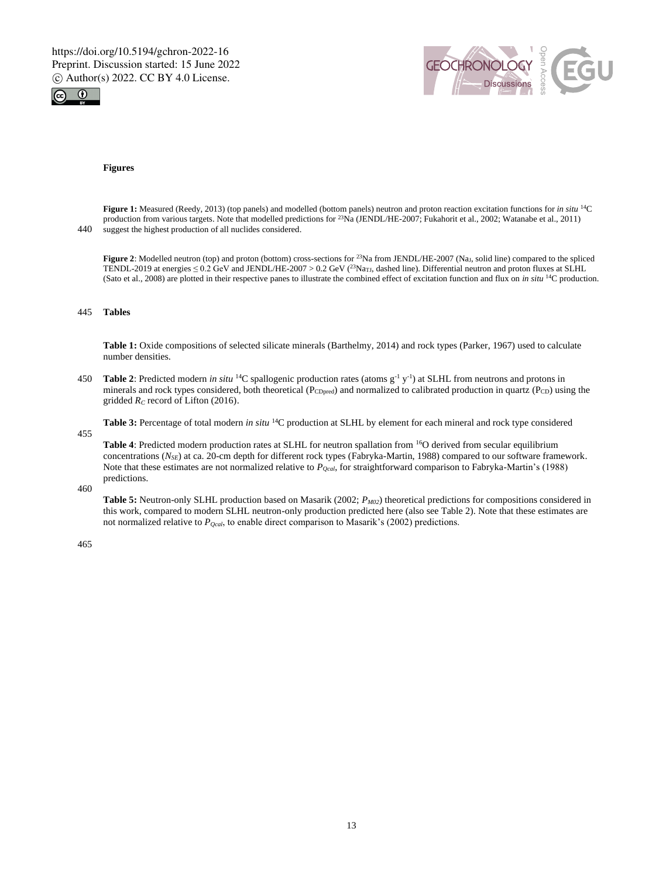## Figures

**Figure 1:** Measured (Reedy, 2013) (top panels) and modelled (bottom panels) neutron and proton reaction excitation functions for *in situ* $^{14}C$ production from various targets. Note that modelled predictions for $^{23}Na$ (JENDL/HE-2007; Fukahorit et al., 2002; Watanabe et al., 2011) suggest the highest production of all nuclides considered.

**Figure 2**: Modelled neutron (top) and proton (bottom) cross-sections for $^{23}Na$ from JENDL/HE-2007 ($Na_J$, solid line) compared to the spliced TENDL-2019 at energies ≤ 0.2 GeV and JENDL/HE-2007 > 0.2 GeV ($^{23}Na_{TJ}$, dashed line). Differential neutron and proton fluxes at SLHL (Sato et al., 2008) are plotted in their respective panes to illustrate the combined effect of excitation function and flux on *in situ* $^{14}C$ production.

## Tables

**Table 1:** Oxide compositions of selected silicate minerals (Barthelmy, 2014) and rock types (Parker, 1967) used to calculate number densities.

**Table 2**: Predicted modern *in situ* $^{14}C$ spallogenic production rates (atoms $g^{-1}$ $y^{-1}$) at SLHL from neutrons and protons in minerals and rock types considered, both theoretical ($P_{CDpred}$) and normalized to calibrated production in quartz ($P_{CD}$) using the gridded $R_C$ record of Lifton (2016).

**Table 3:** Percentage of total modern *in situ* $^{14}C$ production at SLHL by element for each mineral and rock type considered

**Table 4**: Predicted modern production rates at SLHL for neutron spallation from $^{16}O$ derived from secular equilibrium concentrations ($N_{SE}$) at ca. 20-cm depth for different rock types (Fabryka-Martin, 1988) compared to our software framework. Note that these estimates are not normalized relative to $P_{Qcal}$, for straightforward comparison to Fabryka-Martin's (1988) predictions.

**Table 5:** Neutron-only SLHL production based on Masarik (2002; $P_{M02}$) theoretical predictions for compositions considered in this work, compared to modern SLHL neutron-only production predicted here (also see Table 2). Note that these estimates are not normalized relative to $P_{Qcal}$, to enable direct comparison to Masarik's (2002) predictions.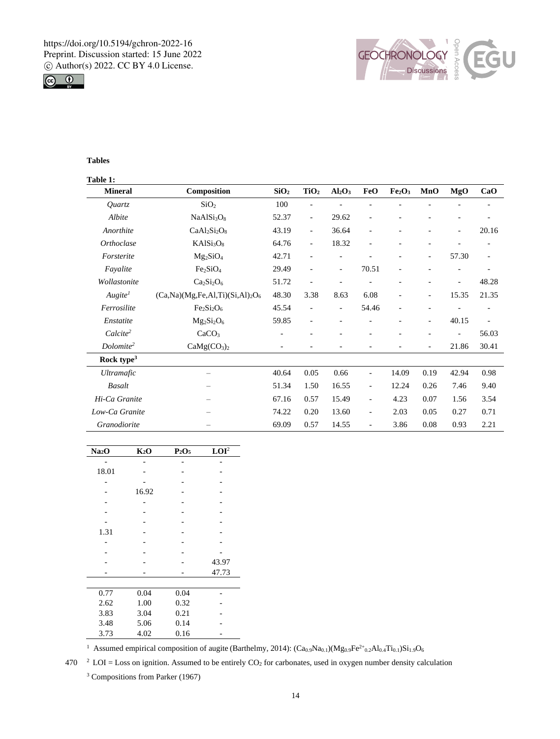## Tables

**Table 1:**

| Mineral | Composition | $SiO_2$ | $TiO_2$ | $Al_2O_3$ | FeO | $Fe_2O_3$ | MnO | MgO | CaO | $Na_2O$ | $K_2O$ | $P_2O_5$ | LOI[2] |
|---|---|---|---|---|---|---|---|---|---|---|---|---|---|
| *Quartz* | $SiO_2$ | 100 | - | - | - | - | - | - | - | - | - | - | - |
| *Albite* | $NaAlSi_3O_8$ | 52.37 | - | 29.62 | - | - | - | - | - | 18.01 | - | - | - |
| *Anorthite* | $CaAl_2Si_2O_8$ | 43.19 | - | 36.64 | - | - | - | - | 20.16 | - | - | - | - |
| *Orthoclase* | $KAlSi_3O_8$ | 64.76 | - | 18.32 | - | - | - | - | - | - | 16.92 | - | - |
| *Forsterite* | $Mg_2SiO_4$ | 42.71 | - | - | - | - | - | 57.30 | - | - | - | - | - |
| *Fayalite* | $Fe_2SiO_4$ | 29.49 | - | - | 70.51 | - | - | - | - | - | - | - | - |
| *Wollastonite* | $Ca_2Si_2O_6$ | 51.72 | - | - | - | - | - | - | 48.28 | - | - | - | - |
| *Augite*[1] | (Ca,Na)(Mg,Fe,Al,Ti)(Si,Al)$_2$O$_6$ | 48.30 | 3.38 | 8.63 | 6.08 | - | - | 15.35 | 21.35 | 1.31 | - | - | - |
| *Ferrosilite* | $Fe_2Si_2O_6$ | 45.54 | - | - | 54.46 | - | - | - | - | - | - | - | - |
| *Enstatite* | $Mg_2Si_2O_6$ | 59.85 | - | - | - | - | - | 40.15 | - | - | - | - | - |
| *Calcite*[2] | $CaCO_3$ | - | - | - | - | - | - | - | 56.03 | - | - | - | 43.97 |
| *Dolomite*[2] | $CaMg(CO_3)_2$ | - | - | - | - | - | - | 21.86 | 30.41 | - | - | - | 47.73 |
| **Rock type**[3] | | | | | | | | | | | | | |
| *Ultramafic* | – | 40.64 | 0.05 | 0.66 | - | 14.09 | 0.19 | 42.94 | 0.98 | 0.77 | 0.04 | 0.04 | - |
| *Basalt* | – | 51.34 | 1.50 | 16.55 | - | 12.24 | 0.26 | 7.46 | 9.40 | 2.62 | 1.00 | 0.32 | - |
| *Hi-Ca Granite* | – | 67.16 | 0.57 | 15.49 | - | 4.23 | 0.07 | 1.56 | 3.54 | 3.83 | 3.04 | 0.21 | - |
| *Low-Ca Granite* | – | 74.22 | 0.20 | 13.60 | - | 2.03 | 0.05 | 0.27 | 0.71 | 3.48 | 5.06 | 0.14 | - |
| *Granodiorite* | – | 69.09 | 0.57 | 14.55 | - | 3.86 | 0.08 | 0.93 | 2.21 | 3.73 | 4.02 | 0.16 | - |

[1] Assumed empirical composition of augite (Barthelmy, 2014): $(Ca_{0.9}Na_{0.1})(Mg_{0.9}Fe^{2+}_{0.2}Al_{0.4}Ti_{0.1})Si_{1.9}O_6$

[2] LOI = Loss on ignition. Assumed to be entirely $CO_2$ for carbonates, used in oxygen number density calculation

[3] Compositions from Parker (1967)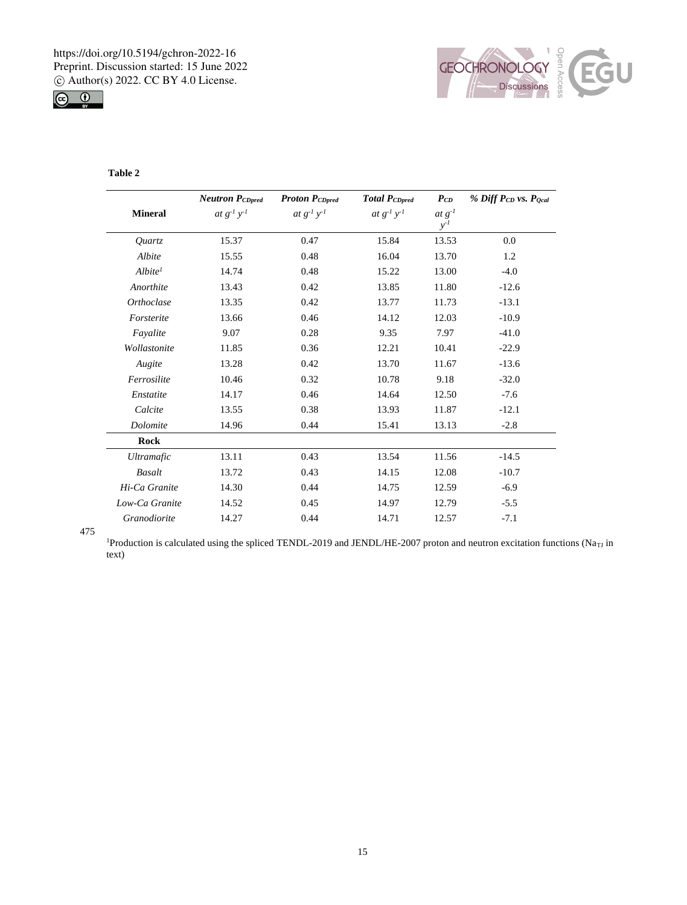**Table 2**

| Mineral | *Neutron $P_{CDpred}$* *at $g^{-1}$ $y^{-1}$* | *Proton $P_{CDpred}$* *at $g^{-1}$ $y^{-1}$* | *Total $P_{CDpred}$* *at $g^{-1}$ $y^{-1}$* | *$P_{CD}$* *at $g^{-1}$ $y^{-1}$* | *% Diff $P_{CD}$ vs. $P_{Qcal}$* |
|---|---|---|---|---|---|
| *Quartz* | 15.37 | 0.47 | 15.84 | 13.53 | 0.0 |
| *Albite* | 15.55 | 0.48 | 16.04 | 13.70 | 1.2 |
| *Albite[1]* | 14.74 | 0.48 | 15.22 | 13.00 | -4.0 |
| *Anorthite* | 13.43 | 0.42 | 13.85 | 11.80 | -12.6 |
| *Orthoclase* | 13.35 | 0.42 | 13.77 | 11.73 | -13.1 |
| *Forsterite* | 13.66 | 0.46 | 14.12 | 12.03 | -10.9 |
| *Fayalite* | 9.07 | 0.28 | 9.35 | 7.97 | -41.0 |
| *Wollastonite* | 11.85 | 0.36 | 12.21 | 10.41 | -22.9 |
| *Augite* | 13.28 | 0.42 | 13.70 | 11.67 | -13.6 |
| *Ferrosilite* | 10.46 | 0.32 | 10.78 | 9.18 | -32.0 |
| *Enstatite* | 14.17 | 0.46 | 14.64 | 12.50 | -7.6 |
| *Calcite* | 13.55 | 0.38 | 13.93 | 11.87 | -12.1 |
| *Dolomite* | 14.96 | 0.44 | 15.41 | 13.13 | -2.8 |
| **Rock** | | | | | |
| *Ultramafic* | 13.11 | 0.43 | 13.54 | 11.56 | -14.5 |
| *Basalt* | 13.72 | 0.43 | 14.15 | 12.08 | -10.7 |
| *Hi-Ca Granite* | 14.30 | 0.44 | 14.75 | 12.59 | -6.9 |
| *Low-Ca Granite* | 14.52 | 0.45 | 14.97 | 12.79 | -5.5 |
| *Granodiorite* | 14.27 | 0.44 | 14.71 | 12.57 | -7.1 |

[1]Production is calculated using the spliced TENDL-2019 and JENDL/HE-2007 proton and neutron excitation functions ($Na_{TJ}$ in text)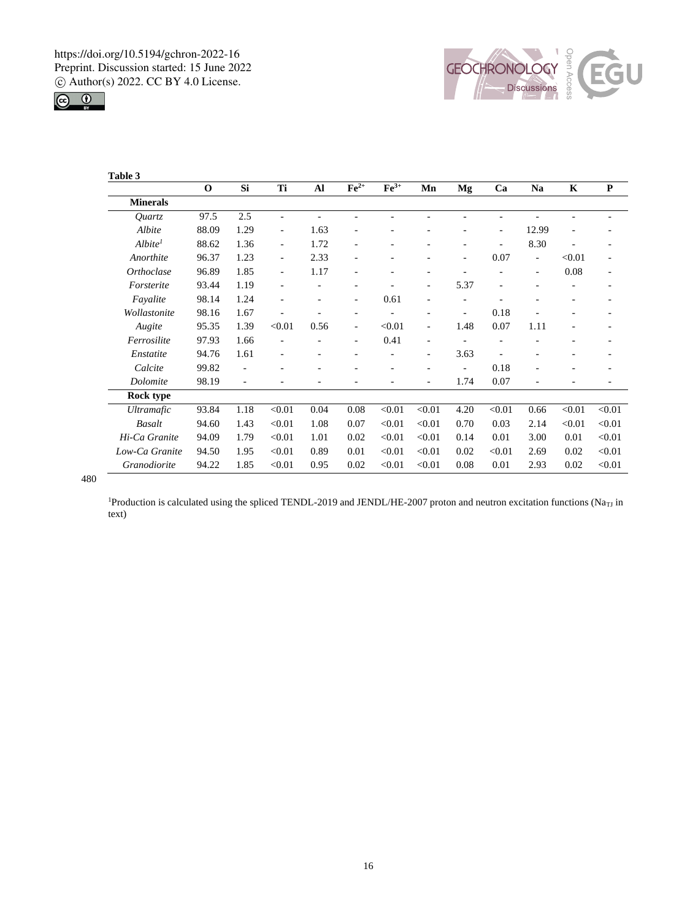**Table 3**

| | O | Si | Ti | Al | $Fe^{2+}$ | $Fe^{3+}$ | Mn | Mg | Ca | Na | K | P |
|---|---|---|---|---|---|---|---|---|---|---|---|---|
| **Minerals** | | | | | | | | | | | | |
| *Quartz* | 97.5 | 2.5 | - | - | - | - | - | - | - | - | - | - |
| *Albite* | 88.09 | 1.29 | - | 1.63 | - | - | - | - | - | 12.99 | - | - |
| *Albite*[1] | 88.62 | 1.36 | - | 1.72 | - | - | - | - | - | 8.30 | - | - |
| *Anorthite* | 96.37 | 1.23 | - | 2.33 | - | - | - | - | 0.07 | - | <0.01 | - |
| *Orthoclase* | 96.89 | 1.85 | - | 1.17 | - | - | - | - | - | - | 0.08 | - |
| *Forsterite* | 93.44 | 1.19 | - | - | - | - | - | 5.37 | - | - | - | - |
| *Fayalite* | 98.14 | 1.24 | - | - | - | 0.61 | - | - | - | - | - | - |
| *Wollastonite* | 98.16 | 1.67 | - | - | - | - | - | - | 0.18 | - | - | - |
| *Augite* | 95.35 | 1.39 | <0.01 | 0.56 | - | <0.01 | - | 1.48 | 0.07 | 1.11 | - | - |
| *Ferrosilite* | 97.93 | 1.66 | - | - | - | 0.41 | - | - | - | - | - | - |
| *Enstatite* | 94.76 | 1.61 | - | - | - | - | - | 3.63 | - | - | - | - |
| *Calcite* | 99.82 | - | - | - | - | - | - | - | 0.18 | - | - | - |
| *Dolomite* | 98.19 | - | - | - | - | - | - | 1.74 | 0.07 | - | - | - |
| **Rock type** | | | | | | | | | | | | |
| *Ultramafic* | 93.84 | 1.18 | <0.01 | 0.04 | 0.08 | <0.01 | <0.01 | 4.20 | <0.01 | 0.66 | <0.01 | <0.01 |
| *Basalt* | 94.60 | 1.43 | <0.01 | 1.08 | 0.07 | <0.01 | <0.01 | 0.70 | 0.03 | 2.14 | <0.01 | <0.01 |
| *Hi-Ca Granite* | 94.09 | 1.79 | <0.01 | 1.01 | 0.02 | <0.01 | <0.01 | 0.14 | 0.01 | 3.00 | 0.01 | <0.01 |
| *Low-Ca Granite* | 94.50 | 1.95 | <0.01 | 0.89 | 0.01 | <0.01 | <0.01 | 0.02 | <0.01 | 2.69 | 0.02 | <0.01 |
| *Granodiorite* | 94.22 | 1.85 | <0.01 | 0.95 | 0.02 | <0.01 | <0.01 | 0.08 | 0.01 | 2.93 | 0.02 | <0.01 |

[1]Production is calculated using the spliced TENDL-2019 and JENDL/HE-2007 proton and neutron excitation functions ($Na_{TJ}$ in text)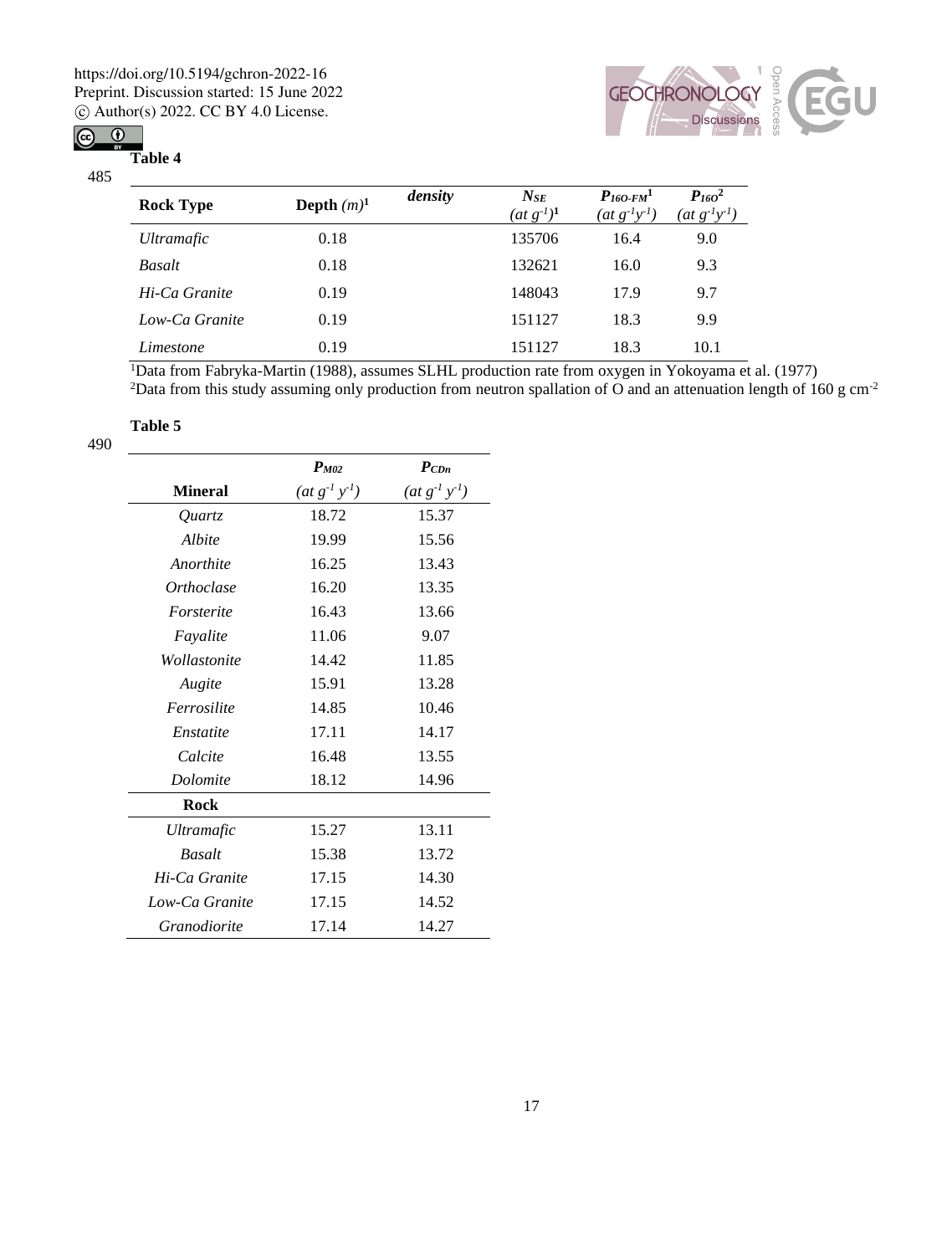**Table 4**

| Rock Type | Depth $(m)$[1] | density | $N_{SE}$ $(at\ g^{-1})$[1] | $P_{16O\text{-}FM}$[1] $(at\ g^{-1}y^{-1})$ | $P_{16O}$[2] $(at\ g^{-1}y^{-1})$ |
|---|---|---|---|---|---|
| *Ultramafic* | 0.18 | | 135706 | 16.4 | 9.0 |
| *Basalt* | 0.18 | | 132621 | 16.0 | 9.3 |
| *Hi-Ca Granite* | 0.19 | | 148043 | 17.9 | 9.7 |
| *Low-Ca Granite* | 0.19 | | 151127 | 18.3 | 9.9 |
| *Limestone* | 0.19 | | 151127 | 18.3 | 10.1 |

[1]Data from Fabryka-Martin (1988), assumes SLHL production rate from oxygen in Yokoyama et al. (1977)
[2]Data from this study assuming only production from neutron spallation of O and an attenuation length of 160 g cm$^{-2}$

**Table 5**

| Mineral | $P_{M02}$ $(at\ g^{-1}\ y^{-1})$ | $P_{CDn}$ $(at\ g^{-1}\ y^{-1})$ |
|---|---|---|
| *Quartz* | 18.72 | 15.37 |
| *Albite* | 19.99 | 15.56 |
| *Anorthite* | 16.25 | 13.43 |
| *Orthoclase* | 16.20 | 13.35 |
| *Forsterite* | 16.43 | 13.66 |
| *Fayalite* | 11.06 | 9.07 |
| *Wollastonite* | 14.42 | 11.85 |
| *Augite* | 15.91 | 13.28 |
| *Ferrosilite* | 14.85 | 10.46 |
| *Enstatite* | 17.11 | 14.17 |
| *Calcite* | 16.48 | 13.55 |
| *Dolomite* | 18.12 | 14.96 |
| **Rock** | | |
| *Ultramafic* | 15.27 | 13.11 |
| *Basalt* | 15.38 | 13.72 |
| *Hi-Ca Granite* | 17.15 | 14.30 |
| *Low-Ca Granite* | 17.15 | 14.52 |
| *Granodiorite* | 17.14 | 14.27 |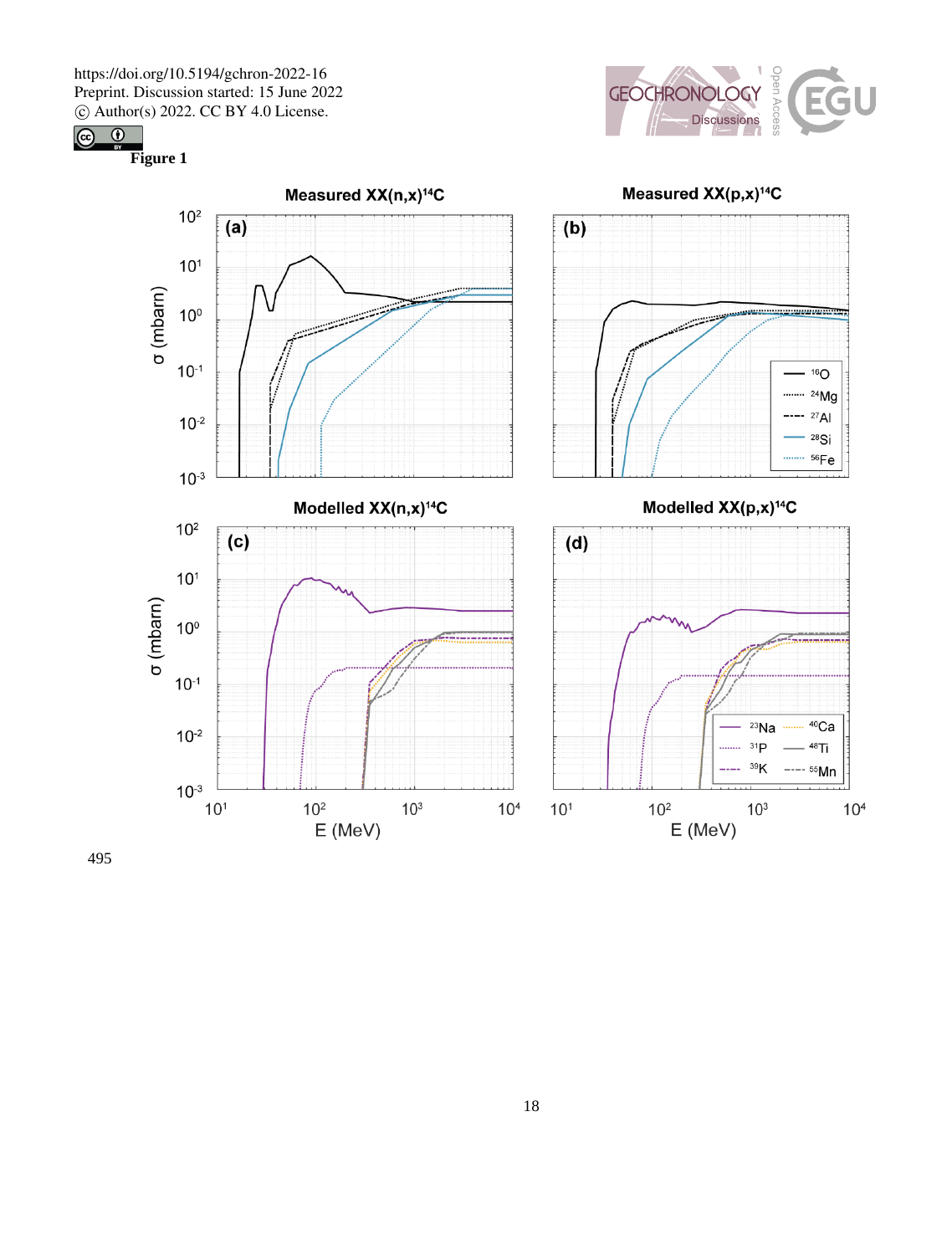**Figure 1**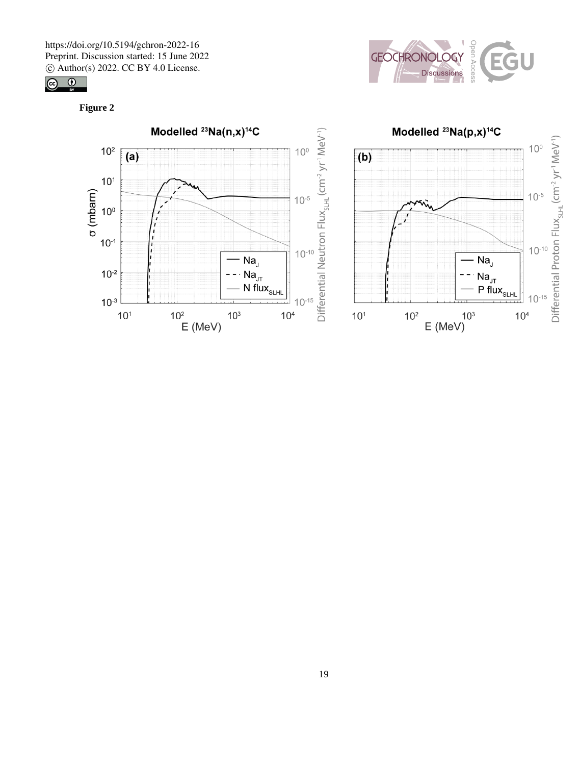**Figure 2**

Modelled $^{23}$Na(n,x)$^{14}$C

(a)

σ (mbarn)

$10^2$

$10^1$

$10^0$

$10^{-1}$

$10^{-2}$

$10^{-3}$

$10^1$ $10^2$ $10^3$ $10^4$

E (MeV)

Differential Neutron Flux$_{SLHL}$ (cm$^{-2}$ yr$^{-1}$ MeV$^{-1}$)

$10^0$

$10^{-5}$

$10^{-10}$

$10^{-15}$

Na$_J$

Na$_{JT}$

N flux$_{SLHL}$

Modelled $^{23}$Na(p,x)$^{14}$C

(b)

$10^1$ $10^2$ $10^3$ $10^4$

E (MeV)

Differential Proton Flux$_{SLHL}$ (cm$^{-2}$ yr$^{-1}$ MeV$^{-1}$)

$10^0$

$10^{-5}$

$10^{-10}$

$10^{-15}$

Na$_J$

Na$_{JT}$

P flux$_{SLHL}$